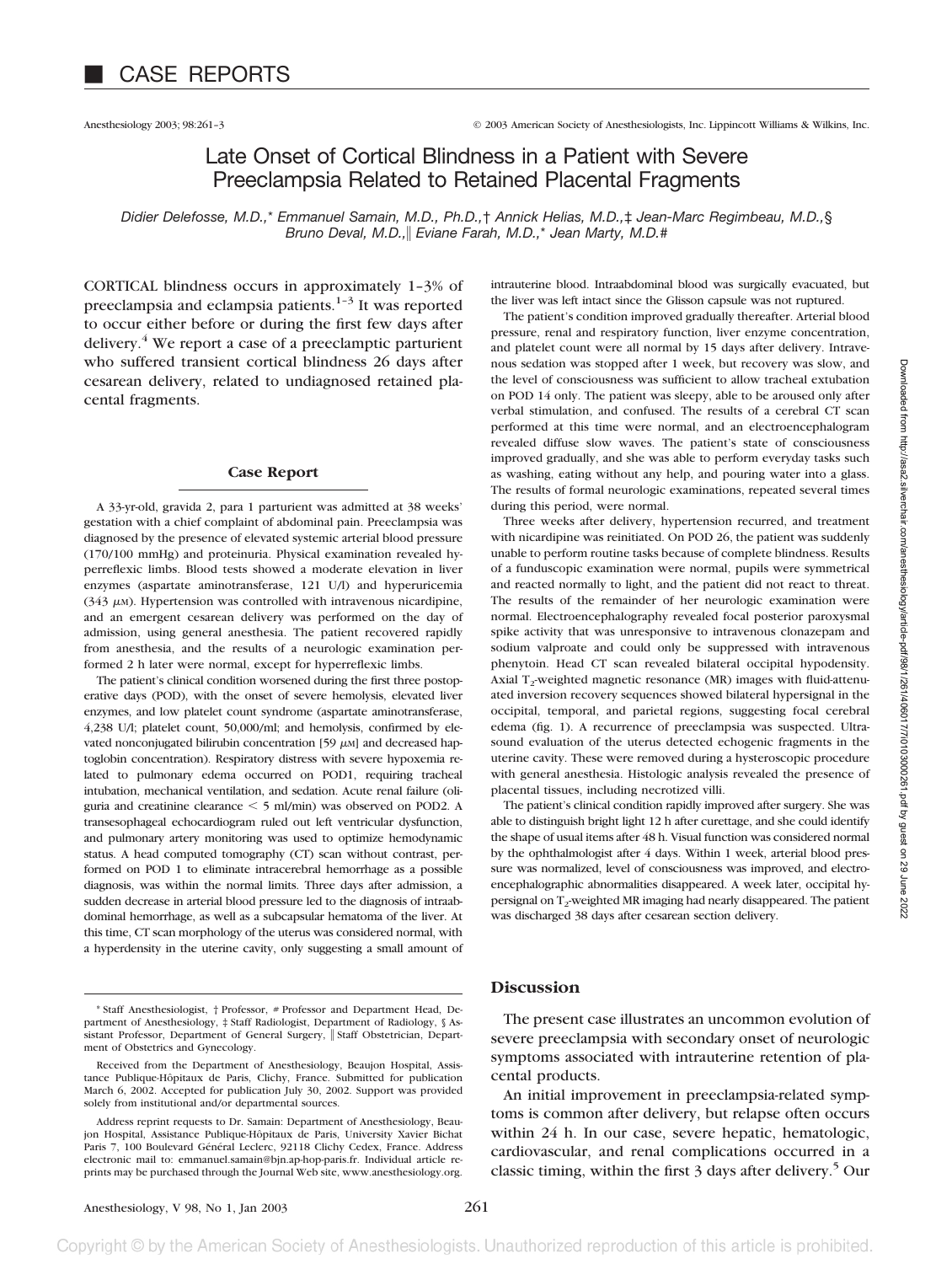## CASE REPORTS

# Late Onset of Cortical Blindness in a Patient with Severe Preeclampsia Related to Retained Placental Fragments

*Didier Delefosse, M.D.,\* Emmanuel Samain, M.D., Ph.D.,† Annick Helias, M.D.,‡ Jean-Marc Regimbeau, M.D.,§ Bruno Deval, M.D.,‖ Eviane Farah, M.D.,\* Jean Marty, M.D.#*

CORTICAL blindness occurs in approximately 1–3% of preeclampsia and eclampsia patients.[1–3] It was reported to occur either before or during the first few days after delivery.[4] We report a case of a preeclamptic parturient who suffered transient cortical blindness 26 days after cesarean delivery, related to undiagnosed retained placental fragments.

## Case Report

A 33-yr-old, gravida 2, para 1 parturient was admitted at 38 weeks' gestation with a chief complaint of abdominal pain. Preeclampsia was diagnosed by the presence of elevated systemic arterial blood pressure (170/100 mmHg) and proteinuria. Physical examination revealed hyperreflexic limbs. Blood tests showed a moderate elevation in liver enzymes (aspartate aminotransferase, 121 U/l) and hyperuricemia (343 $\mu$M). Hypertension was controlled with intravenous nicardipine, and an emergent cesarean delivery was performed on the day of admission, using general anesthesia. The patient recovered rapidly from anesthesia, and the results of a neurologic examination performed 2 h later were normal, except for hyperreflexic limbs.

The patient's clinical condition worsened during the first three postoperative days (POD), with the onset of severe hemolysis, elevated liver enzymes, and low platelet count syndrome (aspartate aminotransferase, 4,238 U/l; platelet count, 50,000/ml; and hemolysis, confirmed by elevated nonconjugated bilirubin concentration [59 $\mu$M] and decreased haptoglobin concentration). Respiratory distress with severe hypoxemia related to pulmonary edema occurred on POD1, requiring tracheal intubation, mechanical ventilation, and sedation. Acute renal failure (oliguria and creatinine clearance < 5 ml/min) was observed on POD2. A transesophageal echocardiogram ruled out left ventricular dysfunction, and pulmonary artery monitoring was used to optimize hemodynamic status. A head computed tomography (CT) scan without contrast, performed on POD 1 to eliminate intracerebral hemorrhage as a possible diagnosis, was within the normal limits. Three days after admission, a sudden decrease in arterial blood pressure led to the diagnosis of intraabdominal hemorrhage, as well as a subcapsular hematoma of the liver. At this time, CT scan morphology of the uterus was considered normal, with a hyperdensity in the uterine cavity, only suggesting a small amount of intrauterine blood. Intraabdominal blood was surgically evacuated, but the liver was left intact since the Glisson capsule was not ruptured.

The patient's condition improved gradually thereafter. Arterial blood pressure, renal and respiratory function, liver enzyme concentration, and platelet count were all normal by 15 days after delivery. Intravenous sedation was stopped after 1 week, but recovery was slow, and the level of consciousness was sufficient to allow tracheal extubation on POD 14 only. The patient was sleepy, able to be aroused only after verbal stimulation, and confused. The results of a cerebral CT scan performed at this time were normal, and an electroencephalogram revealed diffuse slow waves. The patient's state of consciousness improved gradually, and she was able to perform everyday tasks such as washing, eating without any help, and pouring water into a glass. The results of formal neurologic examinations, repeated several times during this period, were normal.

Three weeks after delivery, hypertension recurred, and treatment with nicardipine was reinitiated. On POD 26, the patient was suddenly unable to perform routine tasks because of complete blindness. Results of a funduscopic examination were normal, pupils were symmetrical and reacted normally to light, and the patient did not react to threat. The results of the remainder of her neurologic examination were normal. Electroencephalography revealed focal posterior paroxysmal spike activity that was unresponsive to intravenous clonazepam and sodium valproate and could only be suppressed with intravenous phenytoin. Head CT scan revealed bilateral occipital hypodensity. Axial $T_2$-weighted magnetic resonance (MR) images with fluid-attenuated inversion recovery sequences showed bilateral hypersignal in the occipital, temporal, and parietal regions, suggesting focal cerebral edema (fig. 1). A recurrence of preeclampsia was suspected. Ultrasound evaluation of the uterus detected echogenic fragments in the uterine cavity. These were removed during a hysteroscopic procedure with general anesthesia. Histologic analysis revealed the presence of placental tissues, including necrotized villi.

The patient's clinical condition rapidly improved after surgery. She was able to distinguish bright light 12 h after curettage, and she could identify the shape of usual items after 48 h. Visual function was considered normal by the ophthalmologist after 4 days. Within 1 week, arterial blood pressure was normalized, level of consciousness was improved, and electroencephalographic abnormalities disappeared. A week later, occipital hypersignal on $T_2$-weighted MR imaging had nearly disappeared. The patient was discharged 38 days after cesarean section delivery.

## Discussion

The present case illustrates an uncommon evolution of severe preeclampsia with secondary onset of neurologic symptoms associated with intrauterine retention of placental products.

An initial improvement in preeclampsia-related symptoms is common after delivery, but relapse often occurs within 24 h. In our case, severe hepatic, hematologic, cardiovascular, and renal complications occurred in a classic timing, within the first 3 days after delivery.[5] Our

---

\* Staff Anesthesiologist, † Professor, # Professor and Department Head, Department of Anesthesiology, ‡ Staff Radiologist, Department of Radiology, § Assistant Professor, Department of General Surgery, ‖ Staff Obstetrician, Department of Obstetrics and Gynecology.

Received from the Department of Anesthesiology, Beaujon Hospital, Assistance Publique-Hôpitaux de Paris, Clichy, France. Submitted for publication March 6, 2002. Accepted for publication July 30, 2002. Support was provided solely from institutional and/or departmental sources.

Address reprint requests to Dr. Samain: Department of Anesthesiology, Beaujon Hospital, Assistance Publique-Hôpitaux de Paris, University Xavier Bichat Paris 7, 100 Boulevard Général Leclerc, 92118 Clichy Cedex, France. Address electronic mail to: emmanuel.samain@bjn.ap-hop-paris.fr. Individual article reprints may be purchased through the Journal Web site, www.anesthesiology.org.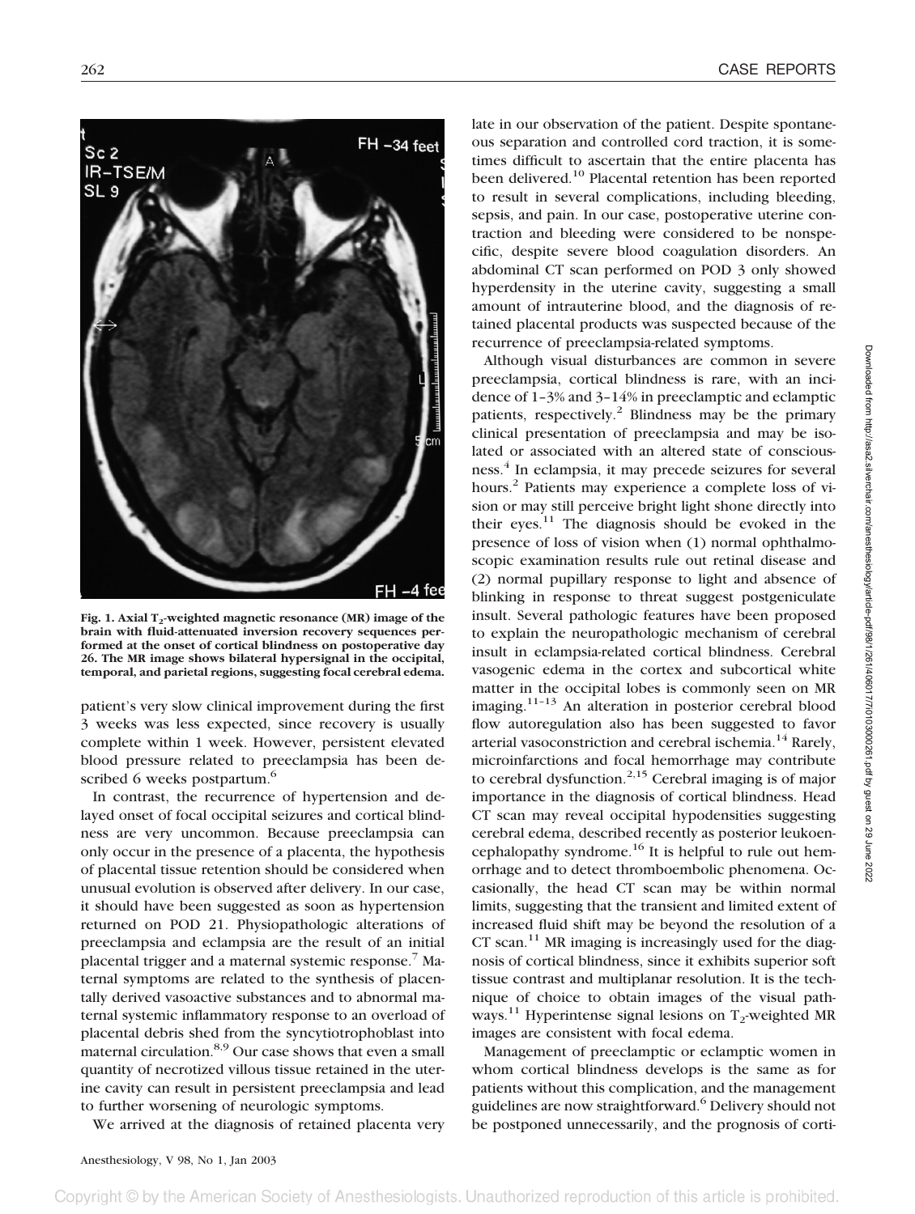Fig. 1. Axial $T_2$-weighted magnetic resonance (MR) image of the brain with fluid-attenuated inversion recovery sequences performed at the onset of cortical blindness on postoperative day 26. The MR image shows bilateral hypersignal in the occipital, temporal, and parietal regions, suggesting focal cerebral edema.

patient's very slow clinical improvement during the first 3 weeks was less expected, since recovery is usually complete within 1 week. However, persistent elevated blood pressure related to preeclampsia has been described 6 weeks postpartum.[6]

In contrast, the recurrence of hypertension and delayed onset of focal occipital seizures and cortical blindness are very uncommon. Because preeclampsia can only occur in the presence of a placenta, the hypothesis of placental tissue retention should be considered when unusual evolution is observed after delivery. In our case, it should have been suggested as soon as hypertension returned on POD 21. Physiopathologic alterations of preeclampsia and eclampsia are the result of an initial placental trigger and a maternal systemic response.[7] Maternal symptoms are related to the synthesis of placentally derived vasoactive substances and to abnormal maternal systemic inflammatory response to an overload of placental debris shed from the syncytiotrophoblast into maternal circulation.[8,9] Our case shows that even a small quantity of necrotized villous tissue retained in the uterine cavity can result in persistent preeclampsia and lead to further worsening of neurologic symptoms.

We arrived at the diagnosis of retained placenta very late in our observation of the patient. Despite spontaneous separation and controlled cord traction, it is sometimes difficult to ascertain that the entire placenta has been delivered.[10] Placental retention has been reported to result in several complications, including bleeding, sepsis, and pain. In our case, postoperative uterine contraction and bleeding were considered to be nonspecific, despite severe blood coagulation disorders. An abdominal CT scan performed on POD 3 only showed hyperdensity in the uterine cavity, suggesting a small amount of intrauterine blood, and the diagnosis of retained placental products was suspected because of the recurrence of preeclampsia-related symptoms.

Although visual disturbances are common in severe preeclampsia, cortical blindness is rare, with an incidence of 1–3% and 3–14% in preeclamptic and eclamptic patients, respectively.[2] Blindness may be the primary clinical presentation of preeclampsia and may be isolated or associated with an altered state of consciousness.[4] In eclampsia, it may precede seizures for several hours.[2] Patients may experience a complete loss of vision or may still perceive bright light shone directly into their eyes.[11] The diagnosis should be evoked in the presence of loss of vision when (1) normal ophthalmoscopic examination results rule out retinal disease and (2) normal pupillary response to light and absence of blinking in response to threat suggest postgeniculate insult. Several pathologic features have been proposed to explain the neuropathologic mechanism of cerebral insult in eclampsia-related cortical blindness. Cerebral vasogenic edema in the cortex and subcortical white matter in the occipital lobes is commonly seen on MR imaging.[11–13] An alteration in posterior cerebral blood flow autoregulation also has been suggested to favor arterial vasoconstriction and cerebral ischemia.[14] Rarely, microinfarctions and focal hemorrhage may contribute to cerebral dysfunction.[2,15] Cerebral imaging is of major importance in the diagnosis of cortical blindness. Head CT scan may reveal occipital hypodensities suggesting cerebral edema, described recently as posterior leukoencephalopathy syndrome.[16] It is helpful to rule out hemorrhage and to detect thromboembolic phenomena. Occasionally, the head CT scan may be within normal limits, suggesting that the transient and limited extent of increased fluid shift may be beyond the resolution of a CT scan.[11] MR imaging is increasingly used for the diagnosis of cortical blindness, since it exhibits superior soft tissue contrast and multiplanar resolution. It is the technique of choice to obtain images of the visual pathways.[11] Hyperintense signal lesions on $T_2$-weighted MR images are consistent with focal edema.

Management of preeclamptic or eclamptic women in whom cortical blindness develops is the same as for patients without this complication, and the management guidelines are now straightforward.[6] Delivery should not be postponed unnecessarily, and the prognosis of corti-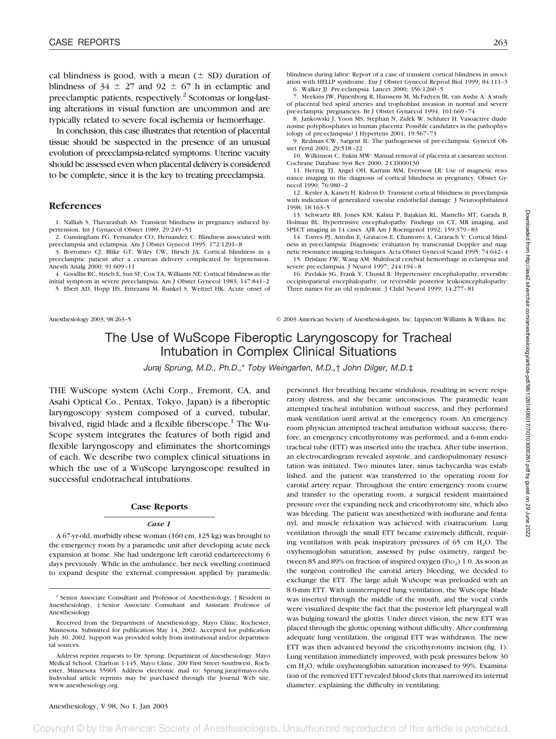cal blindness is good, with a mean (± SD) duration of blindness of 34 ± 27 and 92 ± 67 h in eclamptic and preeclamptic patients, respectively.[2] Scotomas or long-lasting alterations in visual function are uncommon and are typically related to severe focal ischemia or hemorrhage.

In conclusion, this case illustrates that retention of placental tissue should be suspected in the presence of an unusual evolution of preeclampsia-related symptoms. Uterine vacuity should be assessed even when placental delivery is considered to be complete, since it is the key to treating preeclampsia.

## References

1. Nalliah S, Thavarashah AS: Transient blindness in pregnancy induced hypertension. Int J Gynaecol Obstet 1989; 29:249–51
2. Cunningham FG, Fernandez CO, Hernandez C: Blindness associated with preeclampsia and eclampsia. Am J Obstet Gynecol 1995; 172:1291–8
3. Borromeo CJ, Blike GT, Wiley CW, Hirsch JA: Cortical blindness in a preeclamptic patient after a cesarean delivery complicated by hypotension. Anesth Analg 2000; 91:609–11
4. Goodlin RC, Strieb E, Sun SF, Cox TA, Williams NE: Cortical blindness as the initial symptom in severe preeclampsia. Am J Obstet Gynecol 1983; 147:841–2
5. Ebert AD, Hopp HS, Entezami M, Runkel S, Weitzel HK: Acute onset of blindness during labor: Report of a case of transient cortical blindness in association with HELLP syndrome. Eur J Obstet Gynecol Reprod Biol 1999; 84:111–3
6. Walker JJ: Pre-eclampsia. Lancet 2000; 356:1260–5
7. Meekins JW, Pijnenborg R, Hanssens M, McFadyen IR, van Assche A: A study of placental bed spiral arteries and trophoblast invasion in normal and severe pre-eclamptic pregnancies. Br J Obstet Gynaecol 1994; 101:669–74
8. Jankowski J, Yoon MS, Stephan N, Zidek W, Schluter H: Vasoactive diadenosine polyphosphates in human placenta: Possible candidates in the pathophysiology of pre-eclampsia? J Hypertens 2001; 19:567–73
9. Redman CW, Sargent IL: The pathogenesis of pre-eclampsia. Gynecol Obstet Fertil 2001; 29:518–22
10. Wilkinson C, Enkin MW: Manual removal of placenta at caesarean section. Cochrane Database Syst Rev 2000; 2:CD000130
11. Herzog TJ, Angel OH, Karram MM, Evertson LR: Use of magnetic resonance imaging in the diagnosis of cortical blindness in pregnancy. Obstet Gynecol 1990; 76:980–2
12. Kesler A, Kaneti H, Kidron D: Transient cortical blindness in preeclampsia with indication of generalized vascular endothelial damage. J Neuroophthalmol 1998; 18:163–5
13. Schwartz RB, Jones KM, Kalina P, Bajakian RL, Mantello MT, Garada B, Holman BL: Hypertensive encephalopathy: Findings on CT, MR imaging, and SPECT imaging in 14 cases. AJR Am J Roentgenol 1992; 159:379–83
14. Torres PJ, Antolin E, Gratacos E, Chamorro A, Cararach V: Cortical blindness in preeclampsia: Diagnostic evaluation by transcranial Doppler and magnetic resonance imaging techniques. Acta Obstet Gynecol Scand 1995; 74:642–4
15. Drislane FW, Wang AM: Multifocal cerebral hemorrhage in eclampsia and severe pre-eclampsia. J Neurol 1997; 244:194–8
16. Pavlakis SG, Frank Y, Chusid R: Hypertensive encephalopathy, reversible occipitoparietal encephalopathy, or reversible posterior leukoencephalopathy: Three names for an old syndrome. J Child Neurol 1999; 14:277–81

Anesthesiology 2003; 98:263–5 © 2003 American Society of Anesthesiologists, Inc. Lippincott Williams & Wilkins, Inc.

# The Use of WuScope Fiberoptic Laryngoscopy for Tracheal Intubation in Complex Clinical Situations

*Juraj Sprung, M.D., Ph.D.,\* Toby Weingarten, M.D.,† John Dilger, M.D.‡*

THE WuScope system (Achi Corp., Fremont, CA, and Asahi Optical Co., Pentax, Tokyo, Japan) is a fiberoptic laryngoscopy system composed of a curved, tubular, bivalved, rigid blade and a flexible fiberscope.[1] The WuScope system integrates the features of both rigid and flexible laryngoscopy and eliminates the shortcomings of each. We describe two complex clinical situations in which the use of a WuScope laryngoscope resulted in successful endotracheal intubations.

## Case Reports

### *Case 1*

A 67-yr-old, morbidly obese woman (160 cm, 125 kg) was brought to the emergency room by a paramedic unit after developing acute neck expansion at home. She had undergone left carotid endarterectomy 6 days previously. While in the ambulance, her neck swelling continued to expand despite the external compression applied by paramedic personnel. Her breathing became stridulous, resulting in severe respiratory distress, and she became unconscious. The paramedic team attempted tracheal intubation without success, and they performed mask ventilation until arrival at the emergency room. An emergency room physician attempted tracheal intubation without success; therefore, an emergency cricothyrotomy was performed, and a 6-mm endotracheal tube (ETT) was inserted into the trachea. After tube insertion, an electrocardiogram revealed asystole, and cardiopulmonary resuscitation was initiated. Two minutes later, sinus tachycardia was established, and the patient was transferred to the operating room for carotid artery repair. Throughout the entire emergency room course and transfer to the operating room, a surgical resident maintained pressure over the expanding neck and cricothyrotomy site, which also was bleeding. The patient was anesthetized with isoflurane and fentanyl, and muscle relaxation was achieved with cisatracurium. Lung ventilation through the small ETT became extremely difficult, requiring ventilation with peak inspiratory pressures of 65 cm $H_2O$. The oxyhemoglobin saturation, assessed by pulse oximetry, ranged between 85 and 89% on fraction of inspired oxygen ($F_{IO_2}$) 1.0. As soon as the surgeon controlled the carotid artery bleeding, we decided to exchange the ETT. The large adult WuScope was preloaded with an 8.0-mm ETT. With uninterrupted lung ventilation, the WuScope blade was inserted through the middle of the mouth, and the vocal cords were visualized despite the fact that the posterior left pharyngeal wall was bulging toward the glottis. Under direct vision, the new ETT was placed through the glottic opening without difficulty. After confirming adequate lung ventilation, the original ETT was withdrawn. The new ETT was then advanced beyond the cricothyrotomy incision (fig. 1). Lung ventilation immediately improved, with peak pressures below 30 cm $H_2O$, while oxyhemoglobin saturation increased to 99%. Examination of the removed ETT revealed blood clots that narrowed its internal diameter, explaining the difficulty in ventilating.

\* Senior Associate Consultant and Professor of Anesthesiology, † Resident in Anesthesiology, ‡ Senior Associate Consultant and Assistant Professor of Anesthesiology.

Received from the Department of Anesthesiology, Mayo Clinic, Rochester, Minnesota. Submitted for publication May 14, 2002. Accepted for publication July 30, 2002. Support was provided solely from institutional and/or departmental sources.

Address reprint requests to Dr. Sprung: Department of Anesthesiology, Mayo Medical School, Charlton 1-145, Mayo Clinic, 200 First Street Southwest, Rochester, Minnesota 55905. Address electronic mail to: Sprung.juraj@mayo.edu. Individual article reprints may be purchased through the Journal Web site, www.anesthesiology.org.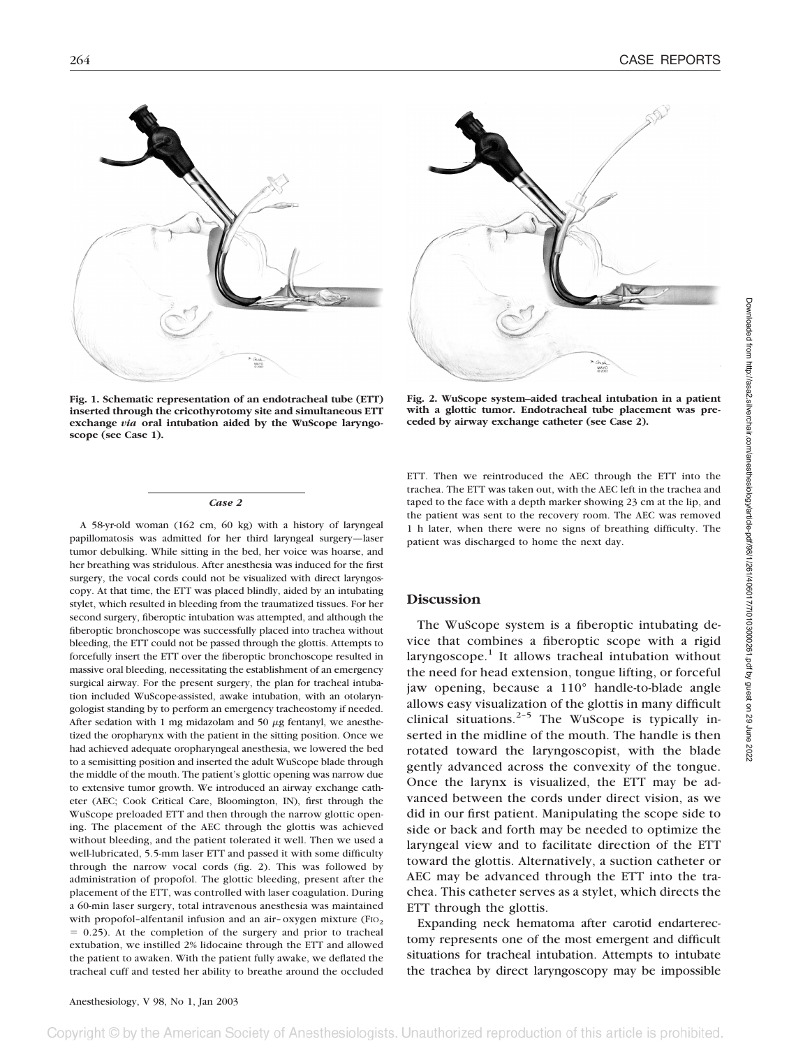Fig. 1. Schematic representation of an endotracheal tube (ETT) inserted through the cricothyrotomy site and simultaneous ETT exchange *via* oral intubation aided by the WuScope laryngoscope (see Case 1).

Fig. 2. WuScope system–aided tracheal intubation in a patient with a glottic tumor. Endotracheal tube placement was preceded by airway exchange catheter (see Case 2).

### *Case 2*

A 58-yr-old woman (162 cm, 60 kg) with a history of laryngeal papillomatosis was admitted for her third laryngeal surgery—laser tumor debulking. While sitting in the bed, her voice was hoarse, and her breathing was stridulous. After anesthesia was induced for the first surgery, the vocal cords could not be visualized with direct laryngoscopy. At that time, the ETT was placed blindly, aided by an intubating stylet, which resulted in bleeding from the traumatized tissues. For her second surgery, fiberoptic intubation was attempted, and although the fiberoptic bronchoscope was successfully placed into trachea without bleeding, the ETT could not be passed through the glottis. Attempts to forcefully insert the ETT over the fiberoptic bronchoscope resulted in massive oral bleeding, necessitating the establishment of an emergency surgical airway. For the present surgery, the plan for tracheal intubation included WuScope-assisted, awake intubation, with an otolaryngologist standing by to perform an emergency tracheostomy if needed. After sedation with 1 mg midazolam and 50 $\mu$g fentanyl, we anesthetized the oropharynx with the patient in the sitting position. Once we had achieved adequate oropharyngeal anesthesia, we lowered the bed to a semisitting position and inserted the adult WuScope blade through the middle of the mouth. The patient's glottic opening was narrow due to extensive tumor growth. We introduced an airway exchange catheter (AEC; Cook Critical Care, Bloomington, IN), first through the WuScope preloaded ETT and then through the narrow glottic opening. The placement of the AEC through the glottis was achieved without bleeding, and the patient tolerated it well. Then we used a well-lubricated, 5.5-mm laser ETT and passed it with some difficulty through the narrow vocal cords (fig. 2). This was followed by administration of propofol. The glottic bleeding, present after the placement of the ETT, was controlled with laser coagulation. During a 60-min laser surgery, total intravenous anesthesia was maintained with propofol–alfentanil infusion and an air–oxygen mixture ($F_{IO_2}$ = 0.25). At the completion of the surgery and prior to tracheal extubation, we instilled 2% lidocaine through the ETT and allowed the patient to awaken. With the patient fully awake, we deflated the tracheal cuff and tested her ability to breathe around the occluded ETT. Then we reintroduced the AEC through the ETT into the trachea. The ETT was taken out, with the AEC left in the trachea and taped to the face with a depth marker showing 23 cm at the lip, and the patient was sent to the recovery room. The AEC was removed 1 h later, when there were no signs of breathing difficulty. The patient was discharged to home the next day.

## Discussion

The WuScope system is a fiberoptic intubating device that combines a fiberoptic scope with a rigid laryngoscope.[1] It allows tracheal intubation without the need for head extension, tongue lifting, or forceful jaw opening, because a 110° handle-to-blade angle allows easy visualization of the glottis in many difficult clinical situations.[2–5] The WuScope is typically inserted in the midline of the mouth. The handle is then rotated toward the laryngoscopist, with the blade gently advanced across the convexity of the tongue. Once the larynx is visualized, the ETT may be advanced between the cords under direct vision, as we did in our first patient. Manipulating the scope side to side or back and forth may be needed to optimize the laryngeal view and to facilitate direction of the ETT toward the glottis. Alternatively, a suction catheter or AEC may be advanced through the ETT into the trachea. This catheter serves as a stylet, which directs the ETT through the glottis.

Expanding neck hematoma after carotid endarterectomy represents one of the most emergent and difficult situations for tracheal intubation. Attempts to intubate the trachea by direct laryngoscopy may be impossible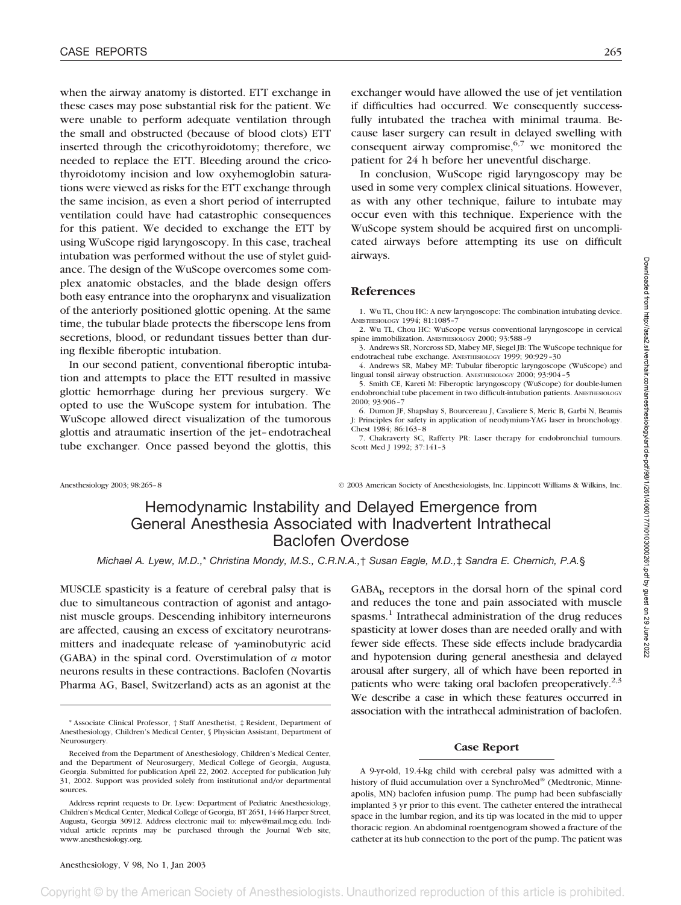when the airway anatomy is distorted. ETT exchange in these cases may pose substantial risk for the patient. We were unable to perform adequate ventilation through the small and obstructed (because of blood clots) ETT inserted through the cricothyroidotomy; therefore, we needed to replace the ETT. Bleeding around the cricothyroidotomy incision and low oxyhemoglobin saturations were viewed as risks for the ETT exchange through the same incision, as even a short period of interrupted ventilation could have had catastrophic consequences for this patient. We decided to exchange the ETT by using WuScope rigid laryngoscopy. In this case, tracheal intubation was performed without the use of stylet guidance. The design of the WuScope overcomes some complex anatomic obstacles, and the blade design offers both easy entrance into the oropharynx and visualization of the anteriorly positioned glottic opening. At the same time, the tubular blade protects the fiberscope lens from secretions, blood, or redundant tissues better than during flexible fiberoptic intubation.

In our second patient, conventional fiberoptic intubation and attempts to place the ETT resulted in massive glottic hemorrhage during her previous surgery. We opted to use the WuScope system for intubation. The WuScope allowed direct visualization of the tumorous glottis and atraumatic insertion of the jet–endotracheal tube exchanger. Once passed beyond the glottis, this exchanger would have allowed the use of jet ventilation if difficulties had occurred. We consequently successfully intubated the trachea with minimal trauma. Because laser surgery can result in delayed swelling with consequent airway compromise,[6,7] we monitored the patient for 24 h before her uneventful discharge.

In conclusion, WuScope rigid laryngoscopy may be used in some very complex clinical situations. However, as with any other technique, failure to intubate may occur even with this technique. Experience with the WuScope system should be acquired first on uncomplicated airways before attempting its use on difficult airways.

## References

1. Wu TL, Chou HC: A new laryngoscope: The combination intubating device. ANESTHESIOLOGY 1994; 81:1085–7
2. Wu TL, Chou HC: WuScope versus conventional laryngoscope in cervical spine immobilization. ANESTHESIOLOGY 2000; 93:588–9
3. Andrews SR, Norcross SD, Mabey MF, Siegel JB: The WuScope technique for endotracheal tube exchange. ANESTHESIOLOGY 1999; 90:929–30
4. Andrews SR, Mabey MF: Tubular fiberoptic laryngoscope (WuScope) and lingual tonsil airway obstruction. ANESTHESIOLOGY 2000; 93:904–5
5. Smith CE, Kareti M: Fiberoptic laryngoscopy (WuScope) for double-lumen endobronchial tube placement in two difficult-intubation patients. ANESTHESIOLOGY 2000; 93:906–7
6. Dumon JF, Shapshay S, Bourcereau J, Cavaliere S, Meric B, Garbi N, Beamis J: Principles for safety in application of neodymium-YAG laser in bronchology. Chest 1984; 86:163–8
7. Chakraverty SC, Rafferty PR: Laser therapy for endobronchial tumours. Scott Med J 1992; 37:141–3

Anesthesiology 2003; 98:265–8 © 2003 American Society of Anesthesiologists, Inc. Lippincott Williams & Wilkins, Inc.

# Hemodynamic Instability and Delayed Emergence from General Anesthesia Associated with Inadvertent Intrathecal Baclofen Overdose

*Michael A. Lyew, M.D.,\* Christina Mondy, M.S., C.R.N.A.,† Susan Eagle, M.D.,‡ Sandra E. Chernich, P.A.§*

MUSCLE spasticity is a feature of cerebral palsy that is due to simultaneous contraction of agonist and antagonist muscle groups. Descending inhibitory interneurons are affected, causing an excess of excitatory neurotransmitters and inadequate release of γ-aminobutyric acid (GABA) in the spinal cord. Overstimulation of $\alpha$ motor neurons results in these contractions. Baclofen (Novartis Pharma AG, Basel, Switzerland) acts as an agonist at the $GABA_b$ receptors in the dorsal horn of the spinal cord and reduces the tone and pain associated with muscle spasms.[1] Intrathecal administration of the drug reduces spasticity at lower doses than are needed orally and with fewer side effects. These side effects include bradycardia and hypotension during general anesthesia and delayed arousal after surgery, all of which have been reported in patients who were taking oral baclofen preoperatively.[2,3] We describe a case in which these features occurred in association with the intrathecal administration of baclofen.

\* Associate Clinical Professor, † Staff Anesthetist, ‡ Resident, Department of Anesthesiology, Children's Medical Center, § Physician Assistant, Department of Neurosurgery.

Received from the Department of Anesthesiology, Children's Medical Center, and the Department of Neurosurgery, Medical College of Georgia, Augusta, Georgia. Submitted for publication April 22, 2002. Accepted for publication July 31, 2002. Support was provided solely from institutional and/or departmental sources.

Address reprint requests to Dr. Lyew: Department of Pediatric Anesthesiology, Children's Medical Center, Medical College of Georgia, BT 2651, 1446 Harper Street, Augusta, Georgia 30912. Address electronic mail to: mlyew@mail.mcg.edu. Individual article reprints may be purchased through the Journal Web site, www.anesthesiology.org.

## Case Report

A 9-yr-old, 19.4-kg child with cerebral palsy was admitted with a history of fluid accumulation over a SynchroMed® (Medtronic, Minneapolis, MN) baclofen infusion pump. The pump had been subfascially implanted 3 yr prior to this event. The catheter entered the intrathecal space in the lumbar region, and its tip was located in the mid to upper thoracic region. An abdominal roentgenogram showed a fracture of the catheter at its hub connection to the port of the pump. The patient was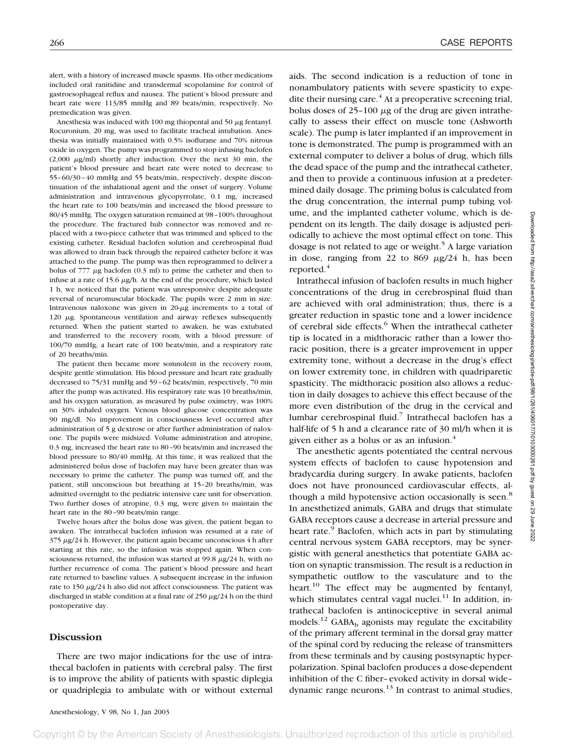alert, with a history of increased muscle spasms. His other medications included oral ranitidine and transdermal scopolamine for control of gastroesophageal reflux and nausea. The patient's blood pressure and heart rate were 113/85 mmHg and 89 beats/min, respectively. No premedication was given.

Anesthesia was induced with 100 mg thiopental and 50 μg fentanyl. Rocuronium, 20 mg, was used to facilitate tracheal intubation. Anesthesia was initially maintained with 0.5% isoflurane and 70% nitrous oxide in oxygen. The pump was programmed to stop infusing baclofen (2,000 μg/ml) shortly after induction. Over the next 30 min, the patient's blood pressure and heart rate were noted to decrease to 55–60/30–40 mmHg and 55 beats/min, respectively, despite discontinuation of the inhalational agent and the onset of surgery. Volume administration and intravenous glycopyrrolate, 0.1 mg, increased the heart rate to 100 beats/min and increased the blood pressure to 80/45 mmHg. The oxygen saturation remained at 98–100% throughout the procedure. The fractured hub connector was removed and replaced with a two-piece catheter that was trimmed and spliced to the existing catheter. Residual baclofen solution and cerebrospinal fluid was allowed to drain back through the repaired catheter before it was attached to the pump. The pump was then reprogrammed to deliver a bolus of 777 μg baclofen (0.3 ml) to prime the catheter and then to infuse at a rate of 15.6 μg/h. At the end of the procedure, which lasted 1 h, we noticed that the patient was unresponsive despite adequate reversal of neuromuscular blockade. The pupils were 2 mm in size. Intravenous naloxone was given in 20-μg increments to a total of 120 μg. Spontaneous ventilation and airway reflexes subsequently returned. When the patient started to awaken, he was extubated and transferred to the recovery room, with a blood pressure of 100/70 mmHg, a heart rate of 100 beats/min, and a respiratory rate of 20 breaths/min.

The patient then became more somnolent in the recovery room, despite gentle stimulation. His blood pressure and heart rate gradually decreased to 75/31 mmHg and 59–62 beats/min, respectively, 70 min after the pump was activated. His respiratory rate was 10 breaths/min, and his oxygen saturation, as measured by pulse oximetry, was 100% on 30% inhaled oxygen. Venous blood glucose concentration was 90 mg/dl. No improvement in consciousness level occurred after administration of 5 g dextrose or after further administration of naloxone. The pupils were midsized. Volume administration and atropine, 0.3 mg, increased the heart rate to 80–90 beats/min and increased the blood pressure to 80/40 mmHg. At this time, it was realized that the administered bolus dose of baclofen may have been greater than was necessary to prime the catheter. The pump was turned off, and the patient, still unconscious but breathing at 15–20 breaths/min, was admitted overnight to the pediatric intensive care unit for observation. Two further doses of atropine, 0.3 mg, were given to maintain the heart rate in the 80–90 beats/min range.

Twelve hours after the bolus dose was given, the patient began to awaken. The intrathecal baclofen infusion was resumed at a rate of 375 μg/24 h. However, the patient again became unconscious 4 h after starting at this rate, so the infusion was stopped again. When consciousness returned, the infusion was started at 99.8 μg/24 h, with no further recurrence of coma. The patient's blood pressure and heart rate returned to baseline values. A subsequent increase in the infusion rate to 150 μg/24 h also did not affect consciousness. The patient was discharged in stable condition at a final rate of 250 μg/24 h on the third postoperative day.

## Discussion

There are two major indications for the use of intrathecal baclofen in patients with cerebral palsy. The first is to improve the ability of patients with spastic diplegia or quadriplegia to ambulate with or without external aids. The second indication is a reduction of tone in nonambulatory patients with severe spasticity to expedite their nursing care.[4] At a preoperative screening trial, bolus doses of 25–100 μg of the drug are given intrathecally to assess their effect on muscle tone (Ashworth scale). The pump is later implanted if an improvement in tone is demonstrated. The pump is programmed with an external computer to deliver a bolus of drug, which fills the dead space of the pump and the intrathecal catheter, and then to provide a continuous infusion at a predetermined daily dosage. The priming bolus is calculated from the drug concentration, the internal pump tubing volume, and the implanted catheter volume, which is dependent on its length. The daily dosage is adjusted periodically to achieve the most optimal effect on tone. This dosage is not related to age or weight.[5] A large variation in dose, ranging from 22 to 869 μg/24 h, has been reported.[4]

Intrathecal infusion of baclofen results in much higher concentrations of the drug in cerebrospinal fluid than are achieved with oral administration; thus, there is a greater reduction in spastic tone and a lower incidence of cerebral side effects.[6] When the intrathecal catheter tip is located in a midthoracic rather than a lower thoracic position, there is a greater improvement in upper extremity tone, without a decrease in the drug's effect on lower extremity tone, in children with quadriparetic spasticity. The midthoracic position also allows a reduction in daily dosages to achieve this effect because of the more even distribution of the drug in the cervical and lumbar cerebrospinal fluid.[7] Intrathecal baclofen has a half-life of 5 h and a clearance rate of 30 ml/h when it is given either as a bolus or as an infusion.[4]

The anesthetic agents potentiated the central nervous system effects of baclofen to cause hypotension and bradycardia during surgery. In awake patients, baclofen does not have pronounced cardiovascular effects, although a mild hypotensive action occasionally is seen.[8] In anesthetized animals, GABA and drugs that stimulate GABA receptors cause a decrease in arterial pressure and heart rate.[9] Baclofen, which acts in part by stimulating central nervous system GABA receptors, may be synergistic with general anesthetics that potentiate GABA action on synaptic transmission. The result is a reduction in sympathetic outflow to the vasculature and to the heart.[10] The effect may be augmented by fentanyl, which stimulates central vagal nuclei.[11] In addition, intrathecal baclofen is antinociceptive in several animal models.[12] $GABA_b$ agonists may regulate the excitability of the primary afferent terminal in the dorsal gray matter of the spinal cord by reducing the release of transmitters from these terminals and by causing postsynaptic hyperpolarization. Spinal baclofen produces a dose-dependent inhibition of the C fiber–evoked activity in dorsal wide–dynamic range neurons.[13] In contrast to animal studies,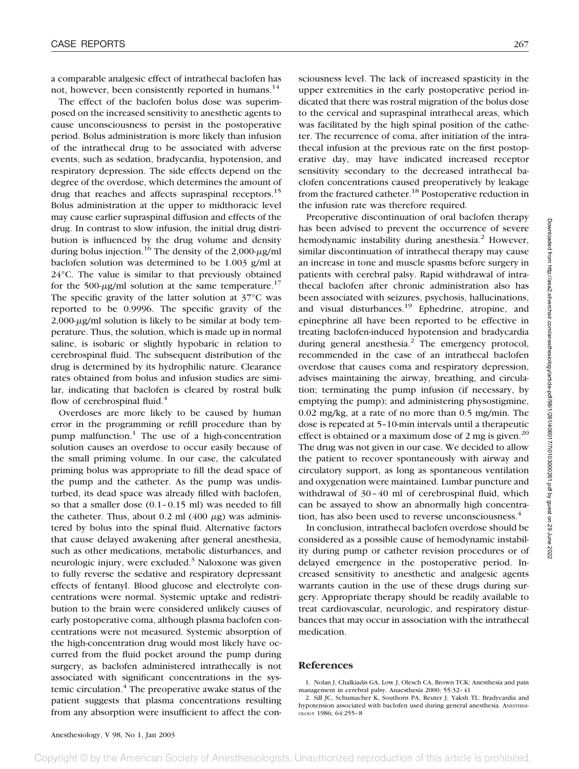a comparable analgesic effect of intrathecal baclofen has not, however, been consistently reported in humans.[14]

The effect of the baclofen bolus dose was superimposed on the increased sensitivity to anesthetic agents to cause unconsciousness to persist in the postoperative period. Bolus administration is more likely than infusion of the intrathecal drug to be associated with adverse events, such as sedation, bradycardia, hypotension, and respiratory depression. The side effects depend on the degree of the overdose, which determines the amount of drug that reaches and affects supraspinal receptors.[15] Bolus administration at the upper to midthoracic level may cause earlier supraspinal diffusion and effects of the drug. In contrast to slow infusion, the initial drug distribution is influenced by the drug volume and density during bolus injection.[16] The density of the 2,000-$\mu$g/ml baclofen solution was determined to be 1.003 g/ml at 24°C. The value is similar to that previously obtained for the 500-$\mu$g/ml solution at the same temperature.[17] The specific gravity of the latter solution at 37°C was reported to be 0.9996. The specific gravity of the 2,000-$\mu$g/ml solution is likely to be similar at body temperature. Thus, the solution, which is made up in normal saline, is isobaric or slightly hypobaric in relation to cerebrospinal fluid. The subsequent distribution of the drug is determined by its hydrophilic nature. Clearance rates obtained from bolus and infusion studies are similar, indicating that baclofen is cleared by rostral bulk flow of cerebrospinal fluid.[4]

Overdoses are more likely to be caused by human error in the programming or refill procedure than by pump malfunction.[1] The use of a high-concentration solution causes an overdose to occur easily because of the small priming volume. In our case, the calculated priming bolus was appropriate to fill the dead space of the pump and the catheter. As the pump was undisturbed, its dead space was already filled with baclofen, so that a smaller dose (0.1–0.15 ml) was needed to fill the catheter. Thus, about 0.2 ml (400 $\mu$g) was administered by bolus into the spinal fluid. Alternative factors that cause delayed awakening after general anesthesia, such as other medications, metabolic disturbances, and neurologic injury, were excluded.[3] Naloxone was given to fully reverse the sedative and respiratory depressant effects of fentanyl. Blood glucose and electrolyte concentrations were normal. Systemic uptake and redistribution to the brain were considered unlikely causes of early postoperative coma, although plasma baclofen concentrations were not measured. Systemic absorption of the high-concentration drug would most likely have occurred from the fluid pocket around the pump during surgery, as baclofen administered intrathecally is not associated with significant concentrations in the systemic circulation.[4] The preoperative awake status of the patient suggests that plasma concentrations resulting from any absorption were insufficient to affect the consciousness level. The lack of increased spasticity in the upper extremities in the early postoperative period indicated that there was rostral migration of the bolus dose to the cervical and supraspinal intrathecal areas, which was facilitated by the high spinal position of the catheter. The recurrence of coma, after initiation of the intrathecal infusion at the previous rate on the first postoperative day, may have indicated increased receptor sensitivity secondary to the decreased intrathecal baclofen concentrations caused preoperatively by leakage from the fractured catheter.[18] Postoperative reduction in the infusion rate was therefore required.

Preoperative discontinuation of oral baclofen therapy has been advised to prevent the occurrence of severe hemodynamic instability during anesthesia.[2] However, similar discontinuation of intrathecal therapy may cause an increase in tone and muscle spasms before surgery in patients with cerebral palsy. Rapid withdrawal of intrathecal baclofen after chronic administration also has been associated with seizures, psychosis, hallucinations, and visual disturbances.[19] Ephedrine, atropine, and epinephrine all have been reported to be effective in treating baclofen-induced hypotension and bradycardia during general anesthesia.[2] The emergency protocol, recommended in the case of an intrathecal baclofen overdose that causes coma and respiratory depression, advises maintaining the airway, breathing, and circulation; terminating the pump infusion (if necessary, by emptying the pump); and administering physostigmine, 0.02 mg/kg, at a rate of no more than 0.5 mg/min. The dose is repeated at 5–10-min intervals until a therapeutic effect is obtained or a maximum dose of 2 mg is given.[20] The drug was not given in our case. We decided to allow the patient to recover spontaneously with airway and circulatory support, as long as spontaneous ventilation and oxygenation were maintained. Lumbar puncture and withdrawal of 30–40 ml of cerebrospinal fluid, which can be assayed to show an abnormally high concentration, has also been used to reverse unconsciousness.[4]

In conclusion, intrathecal baclofen overdose should be considered as a possible cause of hemodynamic instability during pump or catheter revision procedures or of delayed emergence in the postoperative period. Increased sensitivity to anesthetic and analgesic agents warrants caution in the use of these drugs during surgery. Appropriate therapy should be readily available to treat cardiovascular, neurologic, and respiratory disturbances that may occur in association with the intrathecal medication.

## References

1. Nolan J, Chalkiadis GA, Low J, Olesch CA, Brown TCK: Anesthesia and pain management in cerebral palsy. Anaesthesia 2000; 55:32–41
2. Sill JC, Schumacher K, Southorn PA, Reuter J, Yaksh TL: Bradycardia and hypotension associated with baclofen used during general anesthesia. ANESTHESIOLOGY 1986; 64:255–8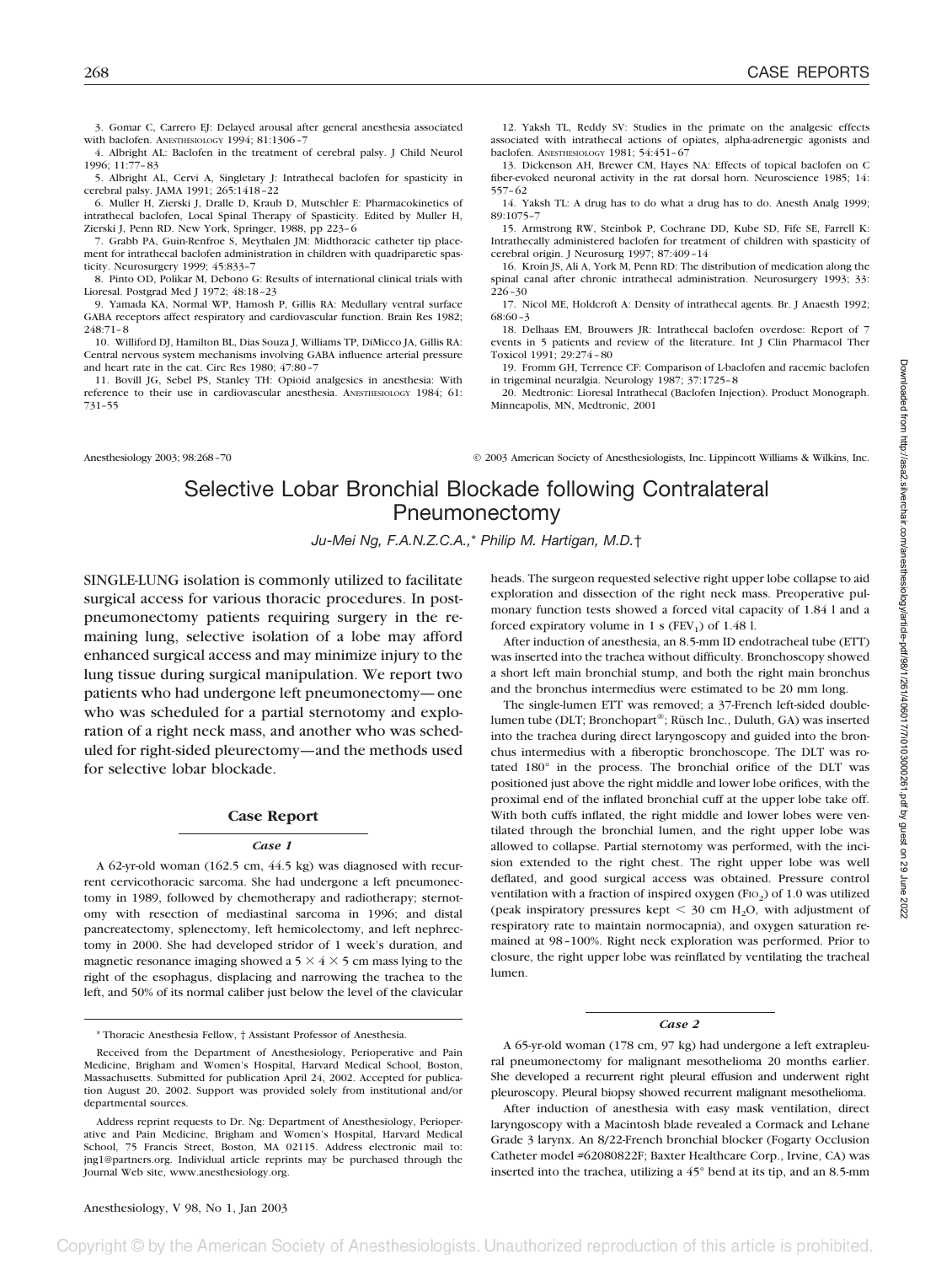3. Gomar C, Carrero EJ: Delayed arousal after general anesthesia associated with baclofen. ANESTHESIOLOGY 1994; 81:1306–7

4. Albright AL: Baclofen in the treatment of cerebral palsy. J Child Neurol 1996; 11:77–83

5. Albright AL, Cervi A, Singletary J: Intrathecal baclofen for spasticity in cerebral palsy. JAMA 1991; 265:1418–22

6. Muller H, Zierski J, Dralle D, Kraub D, Mutschler E: Pharmacokinetics of intrathecal baclofen, Local Spinal Therapy of Spasticity. Edited by Muller H, Zierski J, Penn RD. New York, Springer, 1988, pp 223–6

7. Grabb PA, Guin-Renfroe S, Meythalen JM: Midthoracic catheter tip placement for intrathecal baclofen administration in children with quadriparetic spasticity. Neurosurgery 1999; 45:833–7

8. Pinto OD, Polikar M, Debono G: Results of international clinical trials with Lioresal. Postgrad Med J 1972; 48:18–23

9. Yamada KA, Normal WP, Hamosh P, Gillis RA: Medullary ventral surface GABA receptors affect respiratory and cardiovascular function. Brain Res 1982; 248:71–8

10. Williford DJ, Hamilton BL, Dias Souza J, Williams TP, DiMicco JA, Gillis RA: Central nervous system mechanisms involving GABA influence arterial pressure and heart rate in the cat. Circ Res 1980; 47:80–7

11. Bovill JG, Sebel PS, Stanley TH: Opioid analgesics in anesthesia: With reference to their use in cardiovascular anesthesia. ANESTHESIOLOGY 1984; 61: 731–55

12. Yaksh TL, Reddy SV: Studies in the primate on the analgesic effects associated with intrathecal actions of opiates, alpha-adrenergic agonists and baclofen. ANESTHESIOLOGY 1981; 54:451–67

13. Dickenson AH, Brewer CM, Hayes NA: Effects of topical baclofen on C fiber-evoked neuronal activity in the rat dorsal horn. Neuroscience 1985; 14: 557–62

14. Yaksh TL: A drug has to do what a drug has to do. Anesth Analg 1999; 89:1075–7

15. Armstrong RW, Steinbok P, Cochrane DD, Kube SD, Fife SE, Farrell K: Intrathecally administered baclofen for treatment of children with spasticity of cerebral origin. J Neurosurg 1997; 87:409–14

16. Kroin JS, Ali A, York M, Penn RD: The distribution of medication along the spinal canal after chronic intrathecal administration. Neurosurgery 1993; 33: 226–30

17. Nicol ME, Holdcroft A: Density of intrathecal agents. Br. J Anaesth 1992; 68:60–3

18. Delhaas EM, Brouwers JR: Intrathecal baclofen overdose: Report of 7 events in 5 patients and review of the literature. Int J Clin Pharmacol Ther Toxicol 1991; 29:274–80

19. Fromm GH, Terrence CF: Comparison of L-baclofen and racemic baclofen in trigeminal neuralgia. Neurology 1987; 37:1725–8

20. Medtronic: Lioresal Intrathecal (Baclofen Injection). Product Monograph. Minneapolis, MN, Medtronic, 2001

Anesthesiology 2003; 98:268–70 © 2003 American Society of Anesthesiologists, Inc. Lippincott Williams & Wilkins, Inc.

# Selective Lobar Bronchial Blockade following Contralateral Pneumonectomy

*Ju-Mei Ng, F.A.N.Z.C.A.,\* Philip M. Hartigan, M.D.†*

SINGLE-LUNG isolation is commonly utilized to facilitate surgical access for various thoracic procedures. In post-pneumonectomy patients requiring surgery in the remaining lung, selective isolation of a lobe may afford enhanced surgical access and may minimize injury to the lung tissue during surgical manipulation. We report two patients who had undergone left pneumonectomy—one who was scheduled for a partial sternotomy and exploration of a right neck mass, and another who was scheduled for right-sided pleurectomy—and the methods used for selective lobar blockade.

## Case Report

### *Case 1*

A 62-yr-old woman (162.5 cm, 44.5 kg) was diagnosed with recurrent cervicothoracic sarcoma. She had undergone a left pneumonectomy in 1989, followed by chemotherapy and radiotherapy; sternotomy with resection of mediastinal sarcoma in 1996; and distal pancreatectomy, splenectomy, left hemicolectomy, and left nephrectomy in 2000. She had developed stridor of 1 week's duration, and magnetic resonance imaging showed a 5 × 4 × 5 cm mass lying to the right of the esophagus, displacing and narrowing the trachea to the left, and 50% of its normal caliber just below the level of the clavicular heads. The surgeon requested selective right upper lobe collapse to aid exploration and dissection of the right neck mass. Preoperative pulmonary function tests showed a forced vital capacity of 1.84 l and a forced expiratory volume in 1 s ($FEV_1$) of 1.48 l.

After induction of anesthesia, an 8.5-mm ID endotracheal tube (ETT) was inserted into the trachea without difficulty. Bronchoscopy showed a short left main bronchial stump, and both the right main bronchus and the bronchus intermedius were estimated to be 20 mm long.

The single-lumen ETT was removed; a 37-French left-sided double-lumen tube (DLT; Bronchopart®; Rüsch Inc., Duluth, GA) was inserted into the trachea during direct laryngoscopy and guided into the bronchus intermedius with a fiberoptic bronchoscope. The DLT was rotated 180° in the process. The bronchial orifice of the DLT was positioned just above the right middle and lower lobe orifices, with the proximal end of the inflated bronchial cuff at the upper lobe take off. With both cuffs inflated, the right middle and lower lobes were ventilated through the bronchial lumen, and the right upper lobe was allowed to collapse. Partial sternotomy was performed, with the incision extended to the right chest. The right upper lobe was well deflated, and good surgical access was obtained. Pressure control ventilation with a fraction of inspired oxygen ($FIO_2$) of 1.0 was utilized (peak inspiratory pressures kept < 30 cm $H_2O$, with adjustment of respiratory rate to maintain normocapnia), and oxygen saturation remained at 98–100%. Right neck exploration was performed. Prior to closure, the right upper lobe was reinflated by ventilating the tracheal lumen.

### *Case 2*

A 65-yr-old woman (178 cm, 97 kg) had undergone a left extrapleural pneumonectomy for malignant mesothelioma 20 months earlier. She developed a recurrent right pleural effusion and underwent right pleuroscopy. Pleural biopsy showed recurrent malignant mesothelioma.

After induction of anesthesia with easy mask ventilation, direct laryngoscopy with a Macintosh blade revealed a Cormack and Lehane Grade 3 larynx. An 8/22-French bronchial blocker (Fogarty Occlusion Catheter model #62080822F; Baxter Healthcare Corp., Irvine, CA) was inserted into the trachea, utilizing a 45° bend at its tip, and an 8.5-mm

\* Thoracic Anesthesia Fellow, † Assistant Professor of Anesthesia.

Received from the Department of Anesthesiology, Perioperative and Pain Medicine, Brigham and Women's Hospital, Harvard Medical School, Boston, Massachusetts. Submitted for publication April 24, 2002. Accepted for publication August 20, 2002. Support was provided solely from institutional and/or departmental sources.

Address reprint requests to Dr. Ng: Department of Anesthesiology, Perioperative and Pain Medicine, Brigham and Women's Hospital, Harvard Medical School, 75 Francis Street, Boston, MA 02115. Address electronic mail to: jng1@partners.org. Individual article reprints may be purchased through the Journal Web site, www.anesthesiology.org.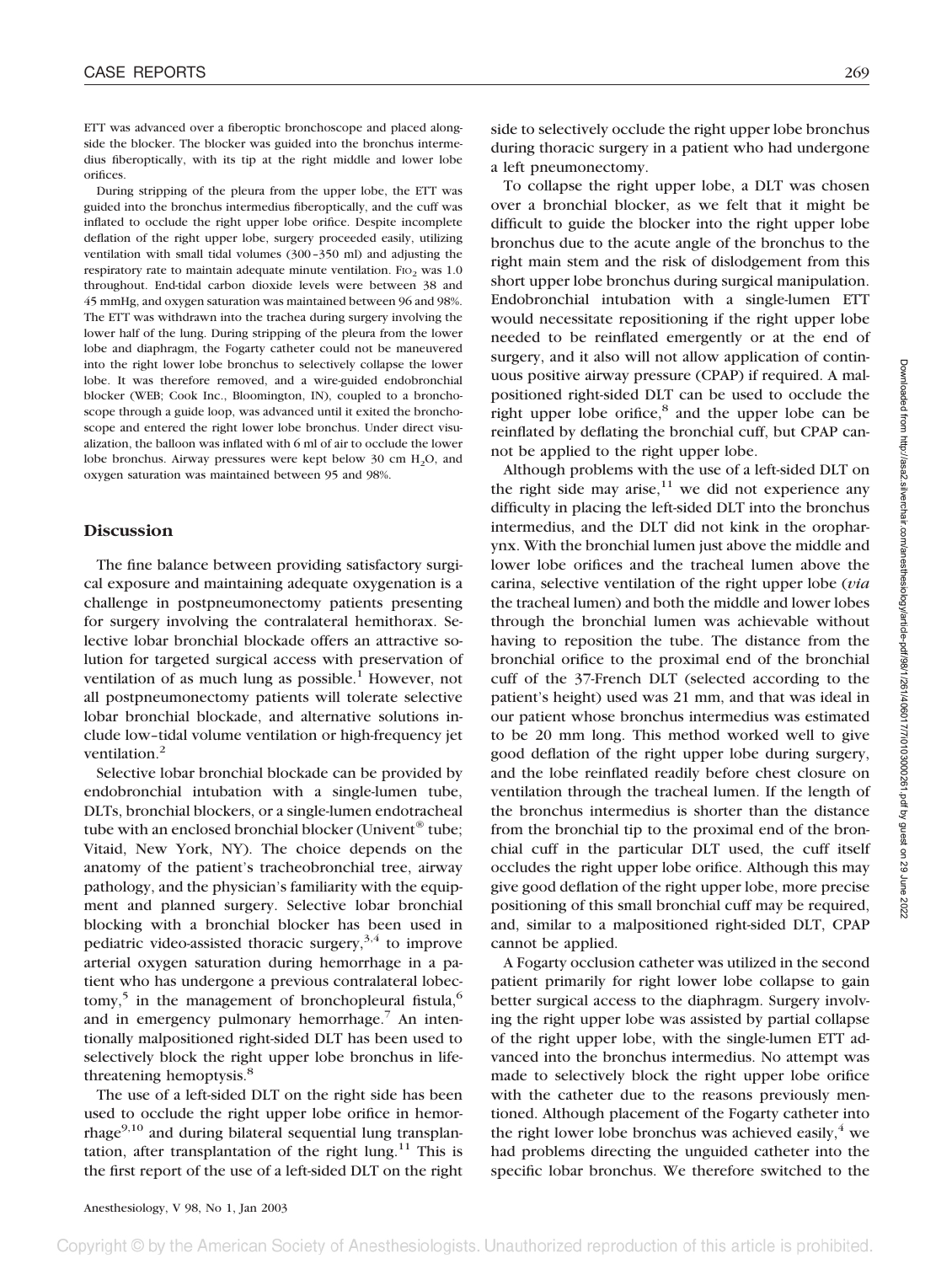ETT was advanced over a fiberoptic bronchoscope and placed alongside the blocker. The blocker was guided into the bronchus intermedius fiberoptically, with its tip at the right middle and lower lobe orifices.

During stripping of the pleura from the upper lobe, the ETT was guided into the bronchus intermedius fiberoptically, and the cuff was inflated to occlude the right upper lobe orifice. Despite incomplete deflation of the right upper lobe, surgery proceeded easily, utilizing ventilation with small tidal volumes (300–350 ml) and adjusting the respiratory rate to maintain adequate minute ventilation. $FIO_2$ was 1.0 throughout. End-tidal carbon dioxide levels were between 38 and 45 mmHg, and oxygen saturation was maintained between 96 and 98%. The ETT was withdrawn into the trachea during surgery involving the lower half of the lung. During stripping of the pleura from the lower lobe and diaphragm, the Fogarty catheter could not be maneuvered into the right lower lobe bronchus to selectively collapse the lower lobe. It was therefore removed, and a wire-guided endobronchial blocker (WEB; Cook Inc., Bloomington, IN), coupled to a bronchoscope through a guide loop, was advanced until it exited the bronchoscope and entered the right lower lobe bronchus. Under direct visualization, the balloon was inflated with 6 ml of air to occlude the lower lobe bronchus. Airway pressures were kept below 30 cm $H_2O$, and oxygen saturation was maintained between 95 and 98%.

## Discussion

The fine balance between providing satisfactory surgical exposure and maintaining adequate oxygenation is a challenge in postpneumonectomy patients presenting for surgery involving the contralateral hemithorax. Selective lobar bronchial blockade offers an attractive solution for targeted surgical access with preservation of ventilation of as much lung as possible.[1] However, not all postpneumonectomy patients will tolerate selective lobar bronchial blockade, and alternative solutions include low–tidal volume ventilation or high-frequency jet ventilation.[2]

Selective lobar bronchial blockade can be provided by endobronchial intubation with a single-lumen tube, DLTs, bronchial blockers, or a single-lumen endotracheal tube with an enclosed bronchial blocker (Univent® tube; Vitaid, New York, NY). The choice depends on the anatomy of the patient's tracheobronchial tree, airway pathology, and the physician's familiarity with the equipment and planned surgery. Selective lobar bronchial blocking with a bronchial blocker has been used in pediatric video-assisted thoracic surgery,[3,4] to improve arterial oxygen saturation during hemorrhage in a patient who has undergone a previous contralateral lobectomy,[5] in the management of bronchopleural fistula,[6] and in emergency pulmonary hemorrhage.[7] An intentionally malpositioned right-sided DLT has been used to selectively block the right upper lobe bronchus in life-threatening hemoptysis.[8]

The use of a left-sided DLT on the right side has been used to occlude the right upper lobe orifice in hemorrhage[9,10] and during bilateral sequential lung transplantation, after transplantation of the right lung.[11] This is the first report of the use of a left-sided DLT on the right side to selectively occlude the right upper lobe bronchus during thoracic surgery in a patient who had undergone a left pneumonectomy.

To collapse the right upper lobe, a DLT was chosen over a bronchial blocker, as we felt that it might be difficult to guide the blocker into the right upper lobe bronchus due to the acute angle of the bronchus to the right main stem and the risk of dislodgement from this short upper lobe bronchus during surgical manipulation. Endobronchial intubation with a single-lumen ETT would necessitate repositioning if the right upper lobe needed to be reinflated emergently or at the end of surgery, and it also will not allow application of continuous positive airway pressure (CPAP) if required. A malpositioned right-sided DLT can be used to occlude the right upper lobe orifice,[8] and the upper lobe can be reinflated by deflating the bronchial cuff, but CPAP cannot be applied to the right upper lobe.

Although problems with the use of a left-sided DLT on the right side may arise,[11] we did not experience any difficulty in placing the left-sided DLT into the bronchus intermedius, and the DLT did not kink in the oropharynx. With the bronchial lumen just above the middle and lower lobe orifices and the tracheal lumen above the carina, selective ventilation of the right upper lobe (*via* the tracheal lumen) and both the middle and lower lobes through the bronchial lumen was achievable without having to reposition the tube. The distance from the bronchial orifice to the proximal end of the bronchial cuff of the 37-French DLT (selected according to the patient's height) used was 21 mm, and that was ideal in our patient whose bronchus intermedius was estimated to be 20 mm long. This method worked well to give good deflation of the right upper lobe during surgery, and the lobe reinflated readily before chest closure on ventilation through the tracheal lumen. If the length of the bronchus intermedius is shorter than the distance from the bronchial tip to the proximal end of the bronchial cuff in the particular DLT used, the cuff itself occludes the right upper lobe orifice. Although this may give good deflation of the right upper lobe, more precise positioning of this small bronchial cuff may be required, and, similar to a malpositioned right-sided DLT, CPAP cannot be applied.

A Fogarty occlusion catheter was utilized in the second patient primarily for right lower lobe collapse to gain better surgical access to the diaphragm. Surgery involving the right upper lobe was assisted by partial collapse of the right upper lobe, with the single-lumen ETT advanced into the bronchus intermedius. No attempt was made to selectively block the right upper lobe orifice with the catheter due to the reasons previously mentioned. Although placement of the Fogarty catheter into the right lower lobe bronchus was achieved easily,[4] we had problems directing the unguided catheter into the specific lobar bronchus. We therefore switched to the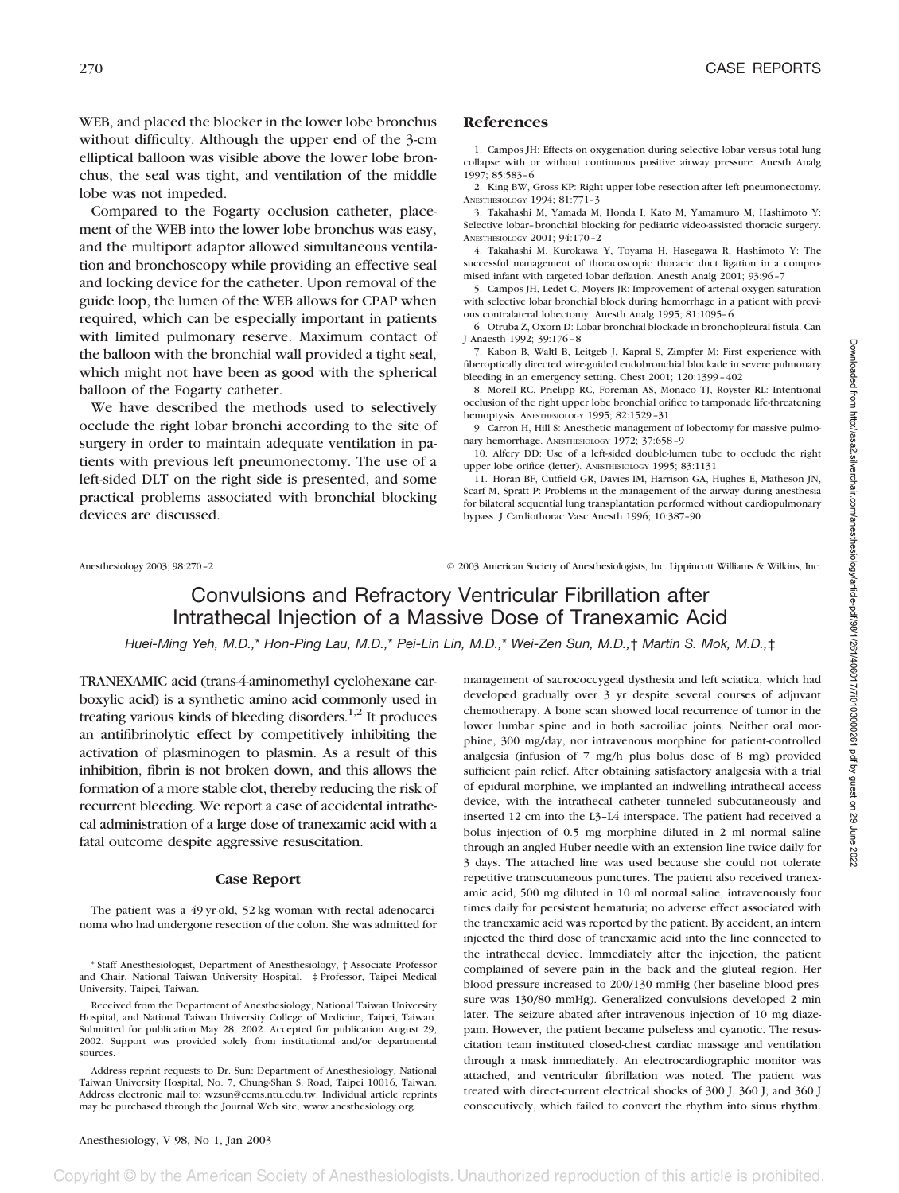WEB, and placed the blocker in the lower lobe bronchus without difficulty. Although the upper end of the 3-cm elliptical balloon was visible above the lower lobe bronchus, the seal was tight, and ventilation of the middle lobe was not impeded.

Compared to the Fogarty occlusion catheter, placement of the WEB into the lower lobe bronchus was easy, and the multiport adaptor allowed simultaneous ventilation and bronchoscopy while providing an effective seal and locking device for the catheter. Upon removal of the guide loop, the lumen of the WEB allows for CPAP when required, which can be especially important in patients with limited pulmonary reserve. Maximum contact of the balloon with the bronchial wall provided a tight seal, which might not have been as good with the spherical balloon of the Fogarty catheter.

We have described the methods used to selectively occlude the right lobar bronchi according to the site of surgery in order to maintain adequate ventilation in patients with previous left pneumonectomy. The use of a left-sided DLT on the right side is presented, and some practical problems associated with bronchial blocking devices are discussed.

## References

1. Campos JH: Effects on oxygenation during selective lobar versus total lung collapse with or without continuous positive airway pressure. Anesth Analg 1997; 85:583–6
2. King BW, Gross KP: Right upper lobe resection after left pneumonectomy. Anesthesiology 1994; 81:771–3
3. Takahashi M, Yamada M, Honda I, Kato M, Yamamuro M, Hashimoto Y: Selective lobar–bronchial blocking for pediatric video-assisted thoracic surgery. Anesthesiology 2001; 94:170–2
4. Takahashi M, Kurokawa Y, Toyama H, Hasegawa R, Hashimoto Y: The successful management of thoracoscopic thoracic duct ligation in a compromised infant with targeted lobar deflation. Anesth Analg 2001; 93:96–7
5. Campos JH, Ledet C, Moyers JR: Improvement of arterial oxygen saturation with selective lobar bronchial block during hemorrhage in a patient with previous contralateral lobectomy. Anesth Analg 1995; 81:1095–6
6. Otruba Z, Oxorn D: Lobar bronchial blockade in bronchopleural fistula. Can J Anaesth 1992; 39:176–8
7. Kabon B, Waltl B, Leitgeb J, Kapral S, Zimpfer M: First experience with fiberoptically directed wire-guided endobronchial blockade in severe pulmonary bleeding in an emergency setting. Chest 2001; 120:1399–402
8. Morell RC, Prielipp RC, Foreman AS, Monaco TJ, Royster RL: Intentional occlusion of the right upper lobe bronchial orifice to tamponade life-threatening hemoptysis. Anesthesiology 1995; 82:1529–31
9. Carron H, Hill S: Anesthetic management of lobectomy for massive pulmonary hemorrhage. Anesthesiology 1972; 37:658–9
10. Alfery DD: Use of a left-sided double-lumen tube to occlude the right upper lobe orifice (letter). Anesthesiology 1995; 83:1131
11. Horan BF, Cutfield GR, Davies IM, Harrison GA, Hughes E, Matheson JN, Scarf M, Spratt P: Problems in the management of the airway during anesthesia for bilateral sequential lung transplantation performed without cardiopulmonary bypass. J Cardiothorac Vasc Anesth 1996; 10:387–90

Anesthesiology 2003; 98:270–2 © 2003 American Society of Anesthesiologists, Inc. Lippincott Williams & Wilkins, Inc.

# Convulsions and Refractory Ventricular Fibrillation after Intrathecal Injection of a Massive Dose of Tranexamic Acid

*Huei-Ming Yeh, M.D.,\* Hon-Ping Lau, M.D.,\* Pei-Lin Lin, M.D.,\* Wei-Zen Sun, M.D.,† Martin S. Mok, M.D.,‡*

TRANEXAMIC acid (trans-4-aminomethyl cyclohexane carboxylic acid) is a synthetic amino acid commonly used in treating various kinds of bleeding disorders.[1,2] It produces an antifibrinolytic effect by competitively inhibiting the activation of plasminogen to plasmin. As a result of this inhibition, fibrin is not broken down, and this allows the formation of a more stable clot, thereby reducing the risk of recurrent bleeding. We report a case of accidental intrathecal administration of a large dose of tranexamic acid with a fatal outcome despite aggressive resuscitation.

## Case Report

The patient was a 49-yr-old, 52-kg woman with rectal adenocarcinoma who had undergone resection of the colon. She was admitted for management of sacrococcygeal dysthesia and left sciatica, which had developed gradually over 3 yr despite several courses of adjuvant chemotherapy. A bone scan showed local recurrence of tumor in the lower lumbar spine and in both sacroiliac joints. Neither oral morphine, 300 mg/day, nor intravenous morphine for patient-controlled analgesia (infusion of 7 mg/h plus bolus dose of 8 mg) provided sufficient pain relief. After obtaining satisfactory analgesia with a trial of epidural morphine, we implanted an indwelling intrathecal access device, with the intrathecal catheter tunneled subcutaneously and inserted 12 cm into the L3–L4 interspace. The patient had received a bolus injection of 0.5 mg morphine diluted in 2 ml normal saline through an angled Huber needle with an extension line twice daily for 3 days. The attached line was used because she could not tolerate repetitive transcutaneous punctures. The patient also received tranexamic acid, 500 mg diluted in 10 ml normal saline, intravenously four times daily for persistent hematuria; no adverse effect associated with the tranexamic acid was reported by the patient. By accident, an intern injected the third dose of tranexamic acid into the line connected to the intrathecal device. Immediately after the injection, the patient complained of severe pain in the back and the gluteal region. Her blood pressure increased to 200/130 mmHg (her baseline blood pressure was 130/80 mmHg). Generalized convulsions developed 2 min later. The seizure abated after intravenous injection of 10 mg diazepam. However, the patient became pulseless and cyanotic. The resuscitation team instituted closed-chest cardiac massage and ventilation through a mask immediately. An electrocardiographic monitor was attached, and ventricular fibrillation was noted. The patient was treated with direct-current electrical shocks of 300 J, 360 J, and 360 J consecutively, which failed to convert the rhythm into sinus rhythm.

\* Staff Anesthesiologist, Department of Anesthesiology, † Associate Professor and Chair, National Taiwan University Hospital. ‡ Professor, Taipei Medical University, Taipei, Taiwan.

Received from the Department of Anesthesiology, National Taiwan University Hospital, and National Taiwan University College of Medicine, Taipei, Taiwan. Submitted for publication May 28, 2002. Accepted for publication August 29, 2002. Support was provided solely from institutional and/or departmental sources.

Address reprint requests to Dr. Sun: Department of Anesthesiology, National Taiwan University Hospital, No. 7, Chung-Shan S. Road, Taipei 10016, Taiwan. Address electronic mail to: wzsun@ccms.ntu.edu.tw. Individual article reprints may be purchased through the Journal Web site, www.anesthesiology.org.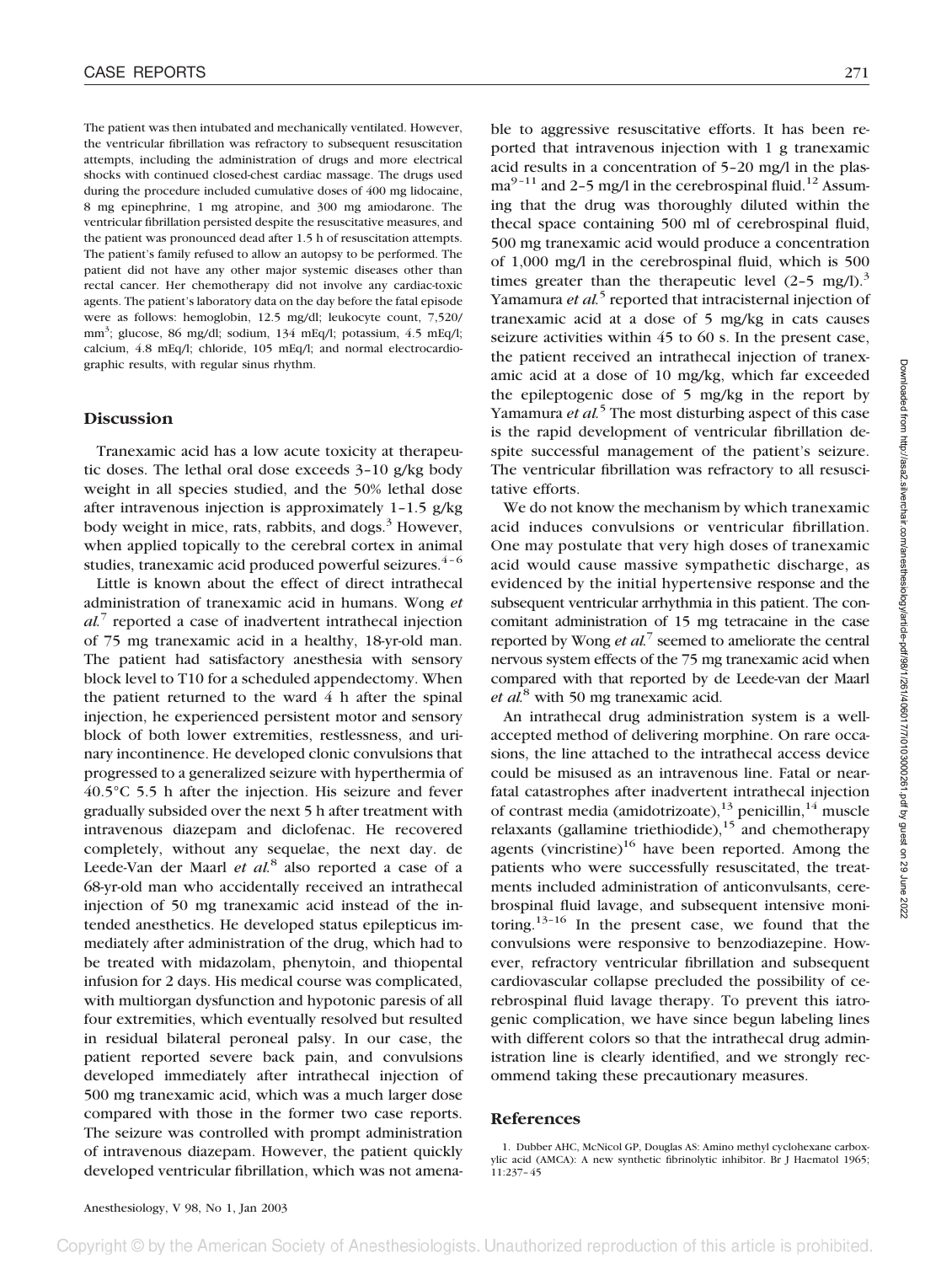The patient was then intubated and mechanically ventilated. However, the ventricular fibrillation was refractory to subsequent resuscitation attempts, including the administration of drugs and more electrical shocks with continued closed-chest cardiac massage. The drugs used during the procedure included cumulative doses of 400 mg lidocaine, 8 mg epinephrine, 1 mg atropine, and 300 mg amiodarone. The ventricular fibrillation persisted despite the resuscitative measures, and the patient was pronounced dead after 1.5 h of resuscitation attempts. The patient's family refused to allow an autopsy to be performed. The patient did not have any other major systemic diseases other than rectal cancer. Her chemotherapy did not involve any cardiac-toxic agents. The patient's laboratory data on the day before the fatal episode were as follows: hemoglobin, 12.5 mg/dl; leukocyte count, 7,520/mm$^3$; glucose, 86 mg/dl; sodium, 134 mEq/l; potassium, 4.5 mEq/l; calcium, 4.8 mEq/l; chloride, 105 mEq/l; and normal electrocardiographic results, with regular sinus rhythm.

## Discussion

Tranexamic acid has a low acute toxicity at therapeutic doses. The lethal oral dose exceeds 3–10 g/kg body weight in all species studied, and the 50% lethal dose after intravenous injection is approximately 1–1.5 g/kg body weight in mice, rats, rabbits, and dogs.[3] However, when applied topically to the cerebral cortex in animal studies, tranexamic acid produced powerful seizures.[4–6]

Little is known about the effect of direct intrathecal administration of tranexamic acid in humans. Wong *et al.*[7] reported a case of inadvertent intrathecal injection of 75 mg tranexamic acid in a healthy, 18-yr-old man. The patient had satisfactory anesthesia with sensory block level to T10 for a scheduled appendectomy. When the patient returned to the ward 4 h after the spinal injection, he experienced persistent motor and sensory block of both lower extremities, restlessness, and urinary incontinence. He developed clonic convulsions that progressed to a generalized seizure with hyperthermia of 40.5°C 5.5 h after the injection. His seizure and fever gradually subsided over the next 5 h after treatment with intravenous diazepam and diclofenac. He recovered completely, without any sequelae, the next day. de Leede-Van der Maarl *et al.*[8] also reported a case of a 68-yr-old man who accidentally received an intrathecal injection of 50 mg tranexamic acid instead of the intended anesthetics. He developed status epilepticus immediately after administration of the drug, which had to be treated with midazolam, phenytoin, and thiopental infusion for 2 days. His medical course was complicated, with multiorgan dysfunction and hypotonic paresis of all four extremities, which eventually resolved but resulted in residual bilateral peroneal palsy. In our case, the patient reported severe back pain, and convulsions developed immediately after intrathecal injection of 500 mg tranexamic acid, which was a much larger dose compared with those in the former two case reports. The seizure was controlled with prompt administration of intravenous diazepam. However, the patient quickly developed ventricular fibrillation, which was not amenable to aggressive resuscitative efforts. It has been reported that intravenous injection with 1 g tranexamic acid results in a concentration of 5–20 mg/l in the plasma[9–11] and 2–5 mg/l in the cerebrospinal fluid.[12] Assuming that the drug was thoroughly diluted within the thecal space containing 500 ml of cerebrospinal fluid, 500 mg tranexamic acid would produce a concentration of 1,000 mg/l in the cerebrospinal fluid, which is 500 times greater than the therapeutic level (2–5 mg/l).[3] Yamamura *et al.*[5] reported that intracisternal injection of tranexamic acid at a dose of 5 mg/kg in cats causes seizure activities within 45 to 60 s. In the present case, the patient received an intrathecal injection of tranexamic acid at a dose of 10 mg/kg, which far exceeded the epileptogenic dose of 5 mg/kg in the report by Yamamura *et al.*[5] The most disturbing aspect of this case is the rapid development of ventricular fibrillation despite successful management of the patient's seizure. The ventricular fibrillation was refractory to all resuscitative efforts.

We do not know the mechanism by which tranexamic acid induces convulsions or ventricular fibrillation. One may postulate that very high doses of tranexamic acid would cause massive sympathetic discharge, as evidenced by the initial hypertensive response and the subsequent ventricular arrhythmia in this patient. The concomitant administration of 15 mg tetracaine in the case reported by Wong *et al.*[7] seemed to ameliorate the central nervous system effects of the 75 mg tranexamic acid when compared with that reported by de Leede-van der Maarl *et al.*[8] with 50 mg tranexamic acid.

An intrathecal drug administration system is a well-accepted method of delivering morphine. On rare occasions, the line attached to the intrathecal access device could be misused as an intravenous line. Fatal or near-fatal catastrophes after inadvertent intrathecal injection of contrast media (amidotrizoate),[13] penicillin,[14] muscle relaxants (gallamine triethiodide),[15] and chemotherapy agents (vincristine)[16] have been reported. Among the patients who were successfully resuscitated, the treatments included administration of anticonvulsants, cerebrospinal fluid lavage, and subsequent intensive monitoring.[13–16] In the present case, we found that the convulsions were responsive to benzodiazepine. However, refractory ventricular fibrillation and subsequent cardiovascular collapse precluded the possibility of cerebrospinal fluid lavage therapy. To prevent this iatrogenic complication, we have since begun labeling lines with different colors so that the intrathecal drug administration line is clearly identified, and we strongly recommend taking these precautionary measures.

## References

1. Dubber AHC, McNicol GP, Douglas AS: Amino methyl cyclohexane carboxylic acid (AMCA): A new synthetic fibrinolytic inhibitor. Br J Haematol 1965; 11:237–45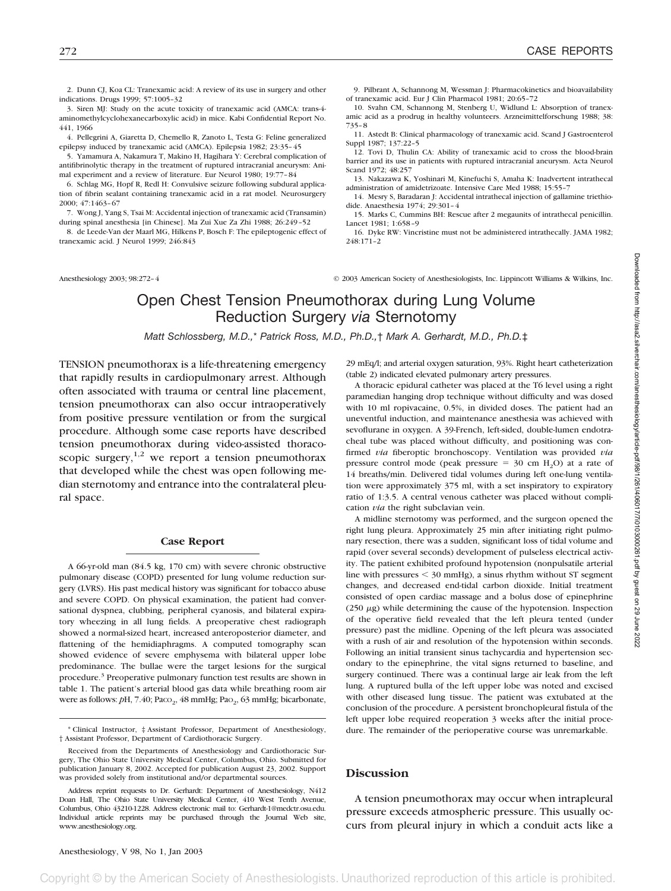2. Dunn CJ, Koa CL: Tranexamic acid: A review of its use in surgery and other indications. Drugs 1999; 57:1005–32

3. Siren MJ: Study on the acute toxicity of tranexamic acid (AMCA: trans-4-aminomethylcyclohexanecarboxylic acid) in mice. Kabi Confidential Report No. 441, 1966

4. Pellegrini A, Giaretta D, Chemello R, Zanoto L, Testa G: Feline generalized epilepsy induced by tranexamic acid (AMCA). Epilepsia 1982; 23:35–45

5. Yamamura A, Nakamura T, Makino H, Hagihara Y: Cerebral complication of antifibrinolytic therapy in the treatment of ruptured intracranial aneurysm: Animal experiment and a review of literature. Eur Neurol 1980; 19:77–84

6. Schlag MG, Hopf R, Redl H: Convulsive seizure following subdural application of fibrin sealant containing tranexamic acid in a rat model. Neurosurgery 2000; 47:1463–67

7. Wong J, Yang S, Tsai M: Accidental injection of tranexamic acid (Transamin) during spinal anesthesia [in Chinese]. Ma Zui Xue Za Zhi 1988; 26:249–52

8. de Leede-Van der Maarl MG, Hilkens P, Bosch F: The epileptogenic effect of tranexamic acid. J Neurol 1999; 246:843

9. Pilbrant A, Schannong M, Wessman J: Pharmacokinetics and bioavailability of tranexamic acid. Eur J Clin Pharmacol 1981; 20:65–72

10. Svahn CM, Schannong M, Stenberg U, Widlund L: Absorption of tranexamic acid as a prodrug in healthy volunteers. Arzneimittelforschung 1988; 38:735–8

11. Astedt B: Clinical pharmacology of tranexamic acid. Scand J Gastroenterol Suppl 1987; 137:22–5

12. Tovi D, Thulin CA: Ability of tranexamic acid to cross the blood-brain barrier and its use in patients with ruptured intracranial aneurysm. Acta Neurol Scand 1972; 48:257

13. Nakazawa K, Yoshinari M, Kinefuchi S, Amaha K: Inadvertent intrathecal administration of amidetrizoate. Intensive Care Med 1988; 15:55–7

14. Mesry S, Baradaran J: Accidental intrathecal injection of gallamine triethiodide. Anaesthesia 1974; 29:301–4

15. Marks C, Cummins BH: Rescue after 2 megaunits of intrathecal penicillin. Lancet 1981; 1:658–9

16. Dyke RW: Vincristine must not be administered intrathecally. JAMA 1982; 248:171–2

Anesthesiology 2003; 98:272–4 © 2003 American Society of Anesthesiologists, Inc. Lippincott Williams & Wilkins, Inc.

# Open Chest Tension Pneumothorax during Lung Volume Reduction Surgery *via* Sternotomy

*Matt Schlossberg, M.D.,\* Patrick Ross, M.D., Ph.D.,† Mark A. Gerhardt, M.D., Ph.D.‡*

TENSION pneumothorax is a life-threatening emergency that rapidly results in cardiopulmonary arrest. Although often associated with trauma or central line placement, tension pneumothorax can also occur intraoperatively from positive pressure ventilation or from the surgical procedure. Although some case reports have described tension pneumothorax during video-assisted thoracoscopic surgery,[1,2] we report a tension pneumothorax that developed while the chest was open following median sternotomy and entrance into the contralateral pleural space.

## Case Report

A 66-yr-old man (84.5 kg, 170 cm) with severe chronic obstructive pulmonary disease (COPD) presented for lung volume reduction surgery (LVRS). His past medical history was significant for tobacco abuse and severe COPD. On physical examination, the patient had conversational dyspnea, clubbing, peripheral cyanosis, and bilateral expiratory wheezing in all lung fields. A preoperative chest radiograph showed a normal-sized heart, increased anteroposterior diameter, and flattening of the hemidiaphragms. A computed tomography scan showed evidence of severe emphysema with bilateral upper lobe predominance. The bullae were the target lesions for the surgical procedure.[3] Preoperative pulmonary function test results are shown in table 1. The patient's arterial blood gas data while breathing room air were as follows: *p*H, 7.40; $Pa_{CO_2}$, 48 mmHg; $Pa_{O_2}$, 63 mmHg; bicarbonate, 29 mEq/l; and arterial oxygen saturation, 93%. Right heart catheterization (table 2) indicated elevated pulmonary artery pressures.

A thoracic epidural catheter was placed at the T6 level using a right paramedian hanging drop technique without difficulty and was dosed with 10 ml ropivacaine, 0.5%, in divided doses. The patient had an uneventful induction, and maintenance anesthesia was achieved with sevoflurane in oxygen. A 39-French, left-sided, double-lumen endotracheal tube was placed without difficulty, and positioning was confirmed *via* fiberoptic bronchoscopy. Ventilation was provided *via* pressure control mode (peak pressure = 30 cm $H_2O$) at a rate of 14 breaths/min. Delivered tidal volumes during left one-lung ventilation were approximately 375 ml, with a set inspiratory to expiratory ratio of 1:3.5. A central venous catheter was placed without complication *via* the right subclavian vein.

A midline sternotomy was performed, and the surgeon opened the right lung pleura. Approximately 25 min after initiating right pulmonary resection, there was a sudden, significant loss of tidal volume and rapid (over several seconds) development of pulseless electrical activity. The patient exhibited profound hypotension (nonpulsatile arterial line with pressures < 30 mmHg), a sinus rhythm without ST segment changes, and decreased end-tidal carbon dioxide. Initial treatment consisted of open cardiac massage and a bolus dose of epinephrine (250 μg) while determining the cause of the hypotension. Inspection of the operative field revealed that the left pleura tented (under pressure) past the midline. Opening of the left pleura was associated with a rush of air and resolution of the hypotension within seconds. Following an initial transient sinus tachycardia and hypertension secondary to the epinephrine, the vital signs returned to baseline, and surgery continued. There was a continual large air leak from the left lung. A ruptured bulla of the left upper lobe was noted and excised with other diseased lung tissue. The patient was extubated at the conclusion of the procedure. A persistent bronchopleural fistula of the left upper lobe required reoperation 3 weeks after the initial procedure. The remainder of the perioperative course was unremarkable.

## Discussion

A tension pneumothorax may occur when intrapleural pressure exceeds atmospheric pressure. This usually occurs from pleural injury in which a conduit acts like a

\* Clinical Instructor, ‡ Assistant Professor, Department of Anesthesiology, † Assistant Professor, Department of Cardiothoracic Surgery.

Received from the Departments of Anesthesiology and Cardiothoracic Surgery, The Ohio State University Medical Center, Columbus, Ohio. Submitted for publication January 8, 2002. Accepted for publication August 23, 2002. Support was provided solely from institutional and/or departmental sources.

Address reprint requests to Dr. Gerhardt: Department of Anesthesiology, N412 Doan Hall, The Ohio State University Medical Center, 410 West Tenth Avenue, Columbus, Ohio 43210-1228. Address electronic mail to: Gerhardt-1@medctr.osu.edu. Individual article reprints may be purchased through the Journal Web site, www.anesthesiology.org.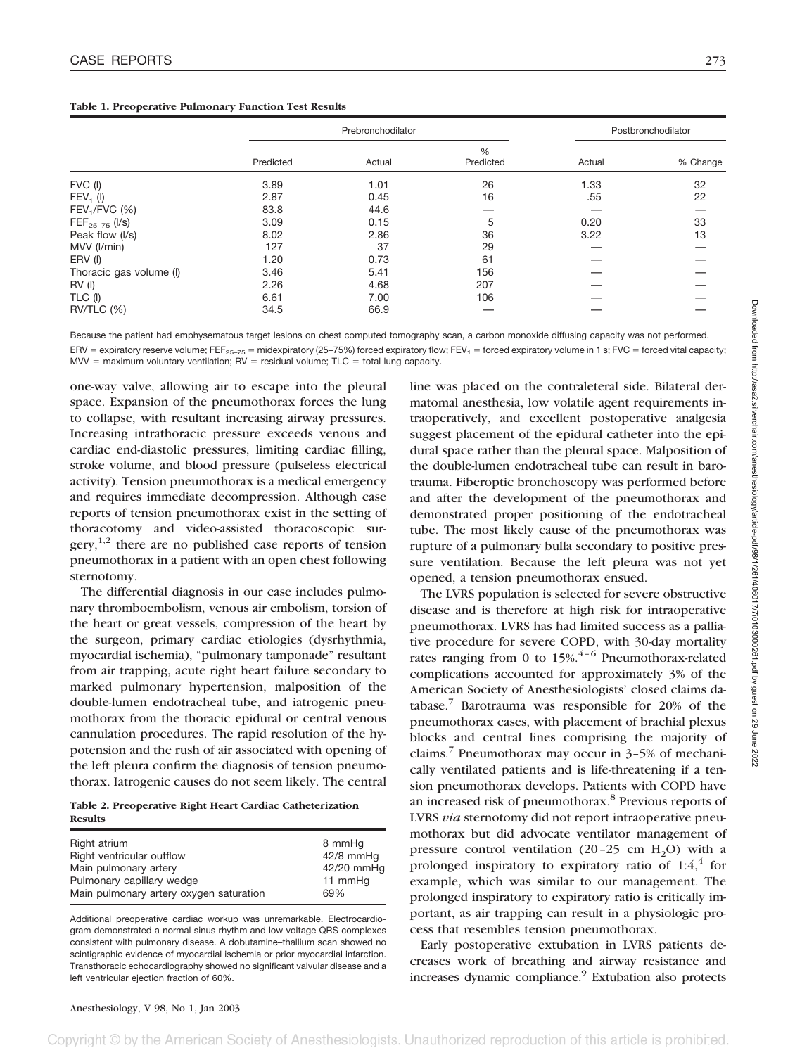**Table 1. Preoperative Pulmonary Function Test Results**

| | Prebronchodilator | | | Postbronchodilator | |
|---|---|---|---|---|---|
| | Predicted | Actual | % Predicted | Actual | % Change |
| FVC (l) | 3.89 | 1.01 | 26 | 1.33 | 32 |
| $FEV_1$ (l) | 2.87 | 0.45 | 16 | .55 | 22 |
| $FEV_1$/FVC (%) | 83.8 | 44.6 | — | — | — |
| $FEF_{25–75}$ (l/s) | 3.09 | 0.15 | 5 | 0.20 | 33 |
| Peak flow (l/s) | 8.02 | 2.86 | 36 | 3.22 | 13 |
| MVV (l/min) | 127 | 37 | 29 | — | — |
| ERV (l) | 1.20 | 0.73 | 61 | — | — |
| Thoracic gas volume (l) | 3.46 | 5.41 | 156 | — | — |
| RV (l) | 2.26 | 4.68 | 207 | — | — |
| TLC (l) | 6.61 | 7.00 | 106 | — | — |
| RV/TLC (%) | 34.5 | 66.9 | — | — | — |

Because the patient had emphysematous target lesions on chest computed tomography scan, a carbon monoxide diffusing capacity was not performed.

ERV = expiratory reserve volume; $FEF_{25–75}$ = midexpiratory (25–75%) forced expiratory flow; $FEV_1$ = forced expiratory volume in 1 s; FVC = forced vital capacity; MVV = maximum voluntary ventilation; RV = residual volume; TLC = total lung capacity.

one-way valve, allowing air to escape into the pleural space. Expansion of the pneumothorax forces the lung to collapse, with resultant increasing airway pressures. Increasing intrathoracic pressure exceeds venous and cardiac end-diastolic pressures, limiting cardiac filling, stroke volume, and blood pressure (pulseless electrical activity). Tension pneumothorax is a medical emergency and requires immediate decompression. Although case reports of tension pneumothorax exist in the setting of thoracotomy and video-assisted thoracoscopic surgery,[1,2] there are no published case reports of tension pneumothorax in a patient with an open chest following sternotomy.

The differential diagnosis in our case includes pulmonary thromboembolism, venous air embolism, torsion of the heart or great vessels, compression of the heart by the surgeon, primary cardiac etiologies (dysrhythmia, myocardial ischemia), "pulmonary tamponade" resultant from air trapping, acute right heart failure secondary to marked pulmonary hypertension, malposition of the double-lumen endotracheal tube, and iatrogenic pneumothorax from the thoracic epidural or central venous cannulation procedures. The rapid resolution of the hypotension and the rush of air associated with opening of the left pleura confirm the diagnosis of tension pneumothorax. Iatrogenic causes do not seem likely. The central line was placed on the contraleteral side. Bilateral dermatomal anesthesia, low volatile agent requirements intraoperatively, and excellent postoperative analgesia suggest placement of the epidural catheter into the epidural space rather than the pleural space. Malposition of the double-lumen endotracheal tube can result in barotrauma. Fiberoptic bronchoscopy was performed before and after the development of the pneumothorax and demonstrated proper positioning of the endotracheal tube. The most likely cause of the pneumothorax was rupture of a pulmonary bulla secondary to positive pressure ventilation. Because the left pleura was not yet opened, a tension pneumothorax ensued.

**Table 2. Preoperative Right Heart Cardiac Catheterization Results**

| | |
|---|---|
| Right atrium | 8 mmHg |
| Right ventricular outflow | 42/8 mmHg |
| Main pulmonary artery | 42/20 mmHg |
| Pulmonary capillary wedge | 11 mmHg |
| Main pulmonary artery oxygen saturation | 69% |

Additional preoperative cardiac workup was unremarkable. Electrocardiogram demonstrated a normal sinus rhythm and low voltage QRS complexes consistent with pulmonary disease. A dobutamine–thallium scan showed no scintigraphic evidence of myocardial ischemia or prior myocardial infarction. Transthoracic echocardiography showed no significant valvular disease and a left ventricular ejection fraction of 60%.

The LVRS population is selected for severe obstructive disease and is therefore at high risk for intraoperative pneumothorax. LVRS has had limited success as a palliative procedure for severe COPD, with 30-day mortality rates ranging from 0 to 15%.[4–6] Pneumothorax-related complications accounted for approximately 3% of the American Society of Anesthesiologists' closed claims database.[7] Barotrauma was responsible for 20% of the pneumothorax cases, with placement of brachial plexus blocks and central lines comprising the majority of claims.[7] Pneumothorax may occur in 3–5% of mechanically ventilated patients and is life-threatening if a tension pneumothorax develops. Patients with COPD have an increased risk of pneumothorax.[8] Previous reports of LVRS *via* sternotomy did not report intraoperative pneumothorax but did advocate ventilator management of pressure control ventilation (20–25 cm $H_2O$) with a prolonged inspiratory to expiratory ratio of 1:4,[4] for example, which was similar to our management. The prolonged inspiratory to expiratory ratio is critically important, as air trapping can result in a physiologic process that resembles tension pneumothorax.

Early postoperative extubation in LVRS patients decreases work of breathing and airway resistance and increases dynamic compliance.[9] Extubation also protects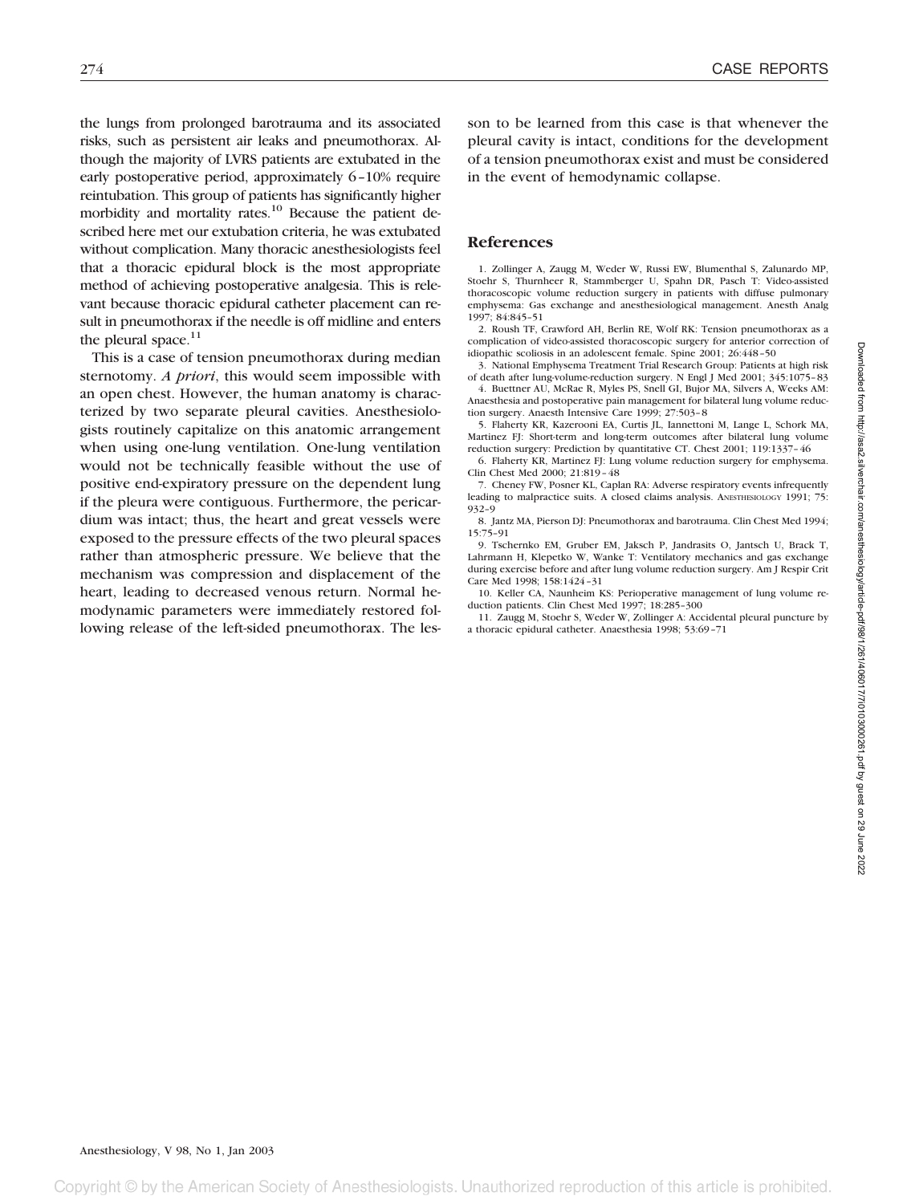the lungs from prolonged barotrauma and its associated risks, such as persistent air leaks and pneumothorax. Although the majority of LVRS patients are extubated in the early postoperative period, approximately 6–10% require reintubation. This group of patients has significantly higher morbidity and mortality rates.[10] Because the patient described here met our extubation criteria, he was extubated without complication. Many thoracic anesthesiologists feel that a thoracic epidural block is the most appropriate method of achieving postoperative analgesia. This is relevant because thoracic epidural catheter placement can result in pneumothorax if the needle is off midline and enters the pleural space.[11]

This is a case of tension pneumothorax during median sternotomy. *A priori*, this would seem impossible with an open chest. However, the human anatomy is characterized by two separate pleural cavities. Anesthesiologists routinely capitalize on this anatomic arrangement when using one-lung ventilation. One-lung ventilation would not be technically feasible without the use of positive end-expiratory pressure on the dependent lung if the pleura were contiguous. Furthermore, the pericardium was intact; thus, the heart and great vessels were exposed to the pressure effects of the two pleural spaces rather than atmospheric pressure. We believe that the mechanism was compression and displacement of the heart, leading to decreased venous return. Normal hemodynamic parameters were immediately restored following release of the left-sided pneumothorax. The lesson to be learned from this case is that whenever the pleural cavity is intact, conditions for the development of a tension pneumothorax exist and must be considered in the event of hemodynamic collapse.

## References

1. Zollinger A, Zaugg M, Weder W, Russi EW, Blumenthal S, Zalunardo MP, Stoehr S, Thurnheer R, Stammberger U, Spahn DR, Pasch T: Video-assisted thoracoscopic volume reduction surgery in patients with diffuse pulmonary emphysema: Gas exchange and anesthesiological management. Anesth Analg 1997; 84:845–51
2. Roush TF, Crawford AH, Berlin RE, Wolf RK: Tension pneumothorax as a complication of video-assisted thoracoscopic surgery for anterior correction of idiopathic scoliosis in an adolescent female. Spine 2001; 26:448–50
3. National Emphysema Treatment Trial Research Group: Patients at high risk of death after lung-volume-reduction surgery. N Engl J Med 2001; 345:1075–83
4. Buettner AU, McRae R, Myles PS, Snell GI, Bujor MA, Silvers A, Weeks AM: Anaesthesia and postoperative pain management for bilateral lung volume reduction surgery. Anaesth Intensive Care 1999; 27:503–8
5. Flaherty KR, Kazerooni EA, Curtis JL, Iannettoni M, Lange L, Schork MA, Martinez FJ: Short-term and long-term outcomes after bilateral lung volume reduction surgery: Prediction by quantitative CT. Chest 2001; 119:1337–46
6. Flaherty KR, Martinez FJ: Lung volume reduction surgery for emphysema. Clin Chest Med 2000; 21:819–48
7. Cheney FW, Posner KL, Caplan RA: Adverse respiratory events infrequently leading to malpractice suits. A closed claims analysis. ANESTHESIOLOGY 1991; 75: 932–9
8. Jantz MA, Pierson DJ: Pneumothorax and barotrauma. Clin Chest Med 1994; 15:75–91
9. Tschernko EM, Gruber EM, Jaksch P, Jandrasits O, Jantsch U, Brack T, Lahrmann H, Klepetko W, Wanke T: Ventilatory mechanics and gas exchange during exercise before and after lung volume reduction surgery. Am J Respir Crit Care Med 1998; 158:1424–31
10. Keller CA, Naunheim KS: Perioperative management of lung volume reduction patients. Clin Chest Med 1997; 18:285–300
11. Zaugg M, Stoehr S, Weder W, Zollinger A: Accidental pleural puncture by a thoracic epidural catheter. Anaesthesia 1998; 53:69–71